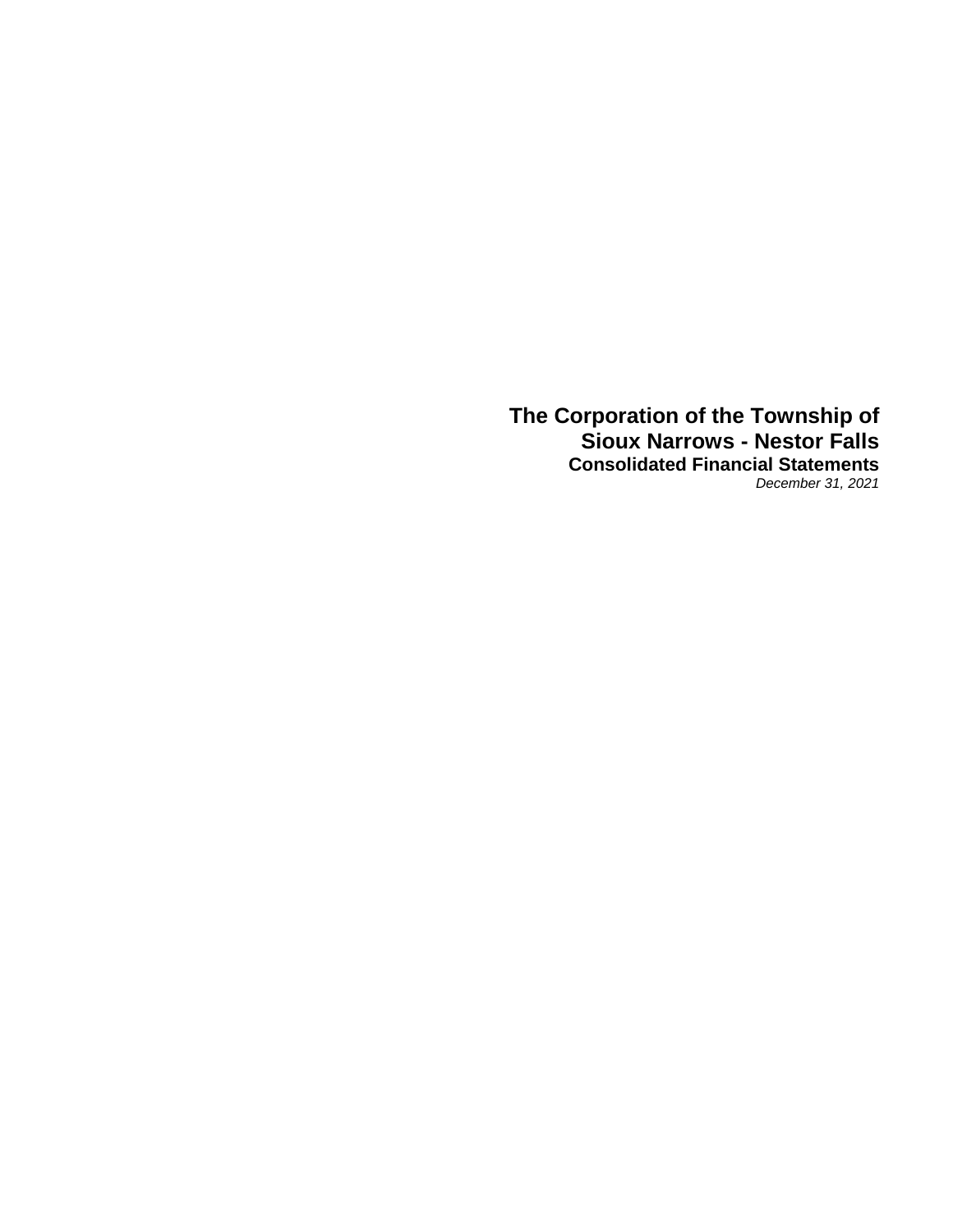# The Corporation of the Township of Sioux Narrows - Nestor Falls

## Consolidated Financial Statements

*December 31, 2021*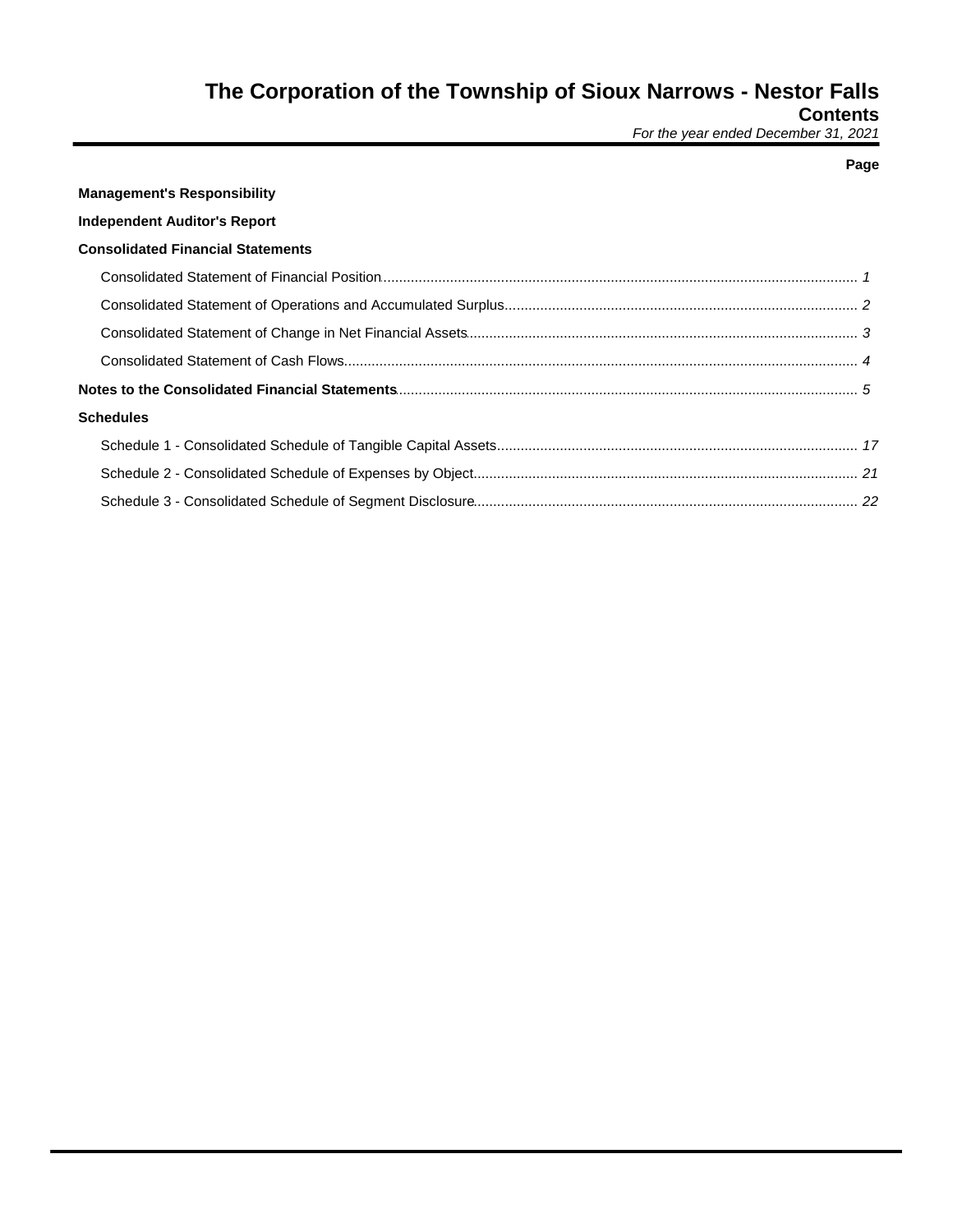# The Corporation of the Township of Sioux Narrows - Nestor Falls

## Contents

*For the year ended December 31, 2021*

| | Page |
|---|---|
| **Management's Responsibility** | |
| **Independent Auditor's Report** | |
| **Consolidated Financial Statements** | |
| Consolidated Statement of Financial Position | *1* |
| Consolidated Statement of Operations and Accumulated Surplus | *2* |
| Consolidated Statement of Change in Net Financial Assets | *3* |
| Consolidated Statement of Cash Flows | *4* |
| **Notes to the Consolidated Financial Statements** | *5* |
| **Schedules** | |
| Schedule 1 - Consolidated Schedule of Tangible Capital Assets | *17* |
| Schedule 2 - Consolidated Schedule of Expenses by Object | *21* |
| Schedule 3 - Consolidated Schedule of Segment Disclosure | *22* |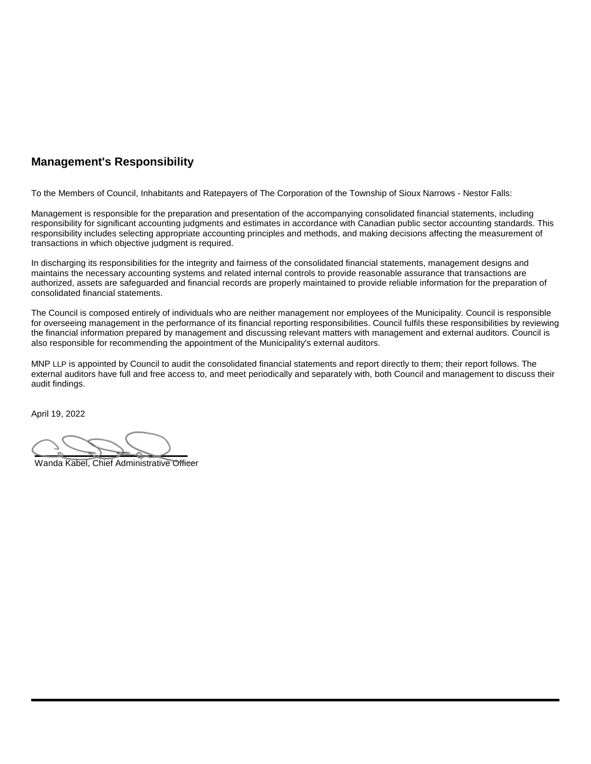## Management's Responsibility

To the Members of Council, Inhabitants and Ratepayers of The Corporation of the Township of Sioux Narrows - Nestor Falls:

Management is responsible for the preparation and presentation of the accompanying consolidated financial statements, including responsibility for significant accounting judgments and estimates in accordance with Canadian public sector accounting standards. This responsibility includes selecting appropriate accounting principles and methods, and making decisions affecting the measurement of transactions in which objective judgment is required.

In discharging its responsibilities for the integrity and fairness of the consolidated financial statements, management designs and maintains the necessary accounting systems and related internal controls to provide reasonable assurance that transactions are authorized, assets are safeguarded and financial records are properly maintained to provide reliable information for the preparation of consolidated financial statements.

The Council is composed entirely of individuals who are neither management nor employees of the Municipality. Council is responsible for overseeing management in the performance of its financial reporting responsibilities. Council fulfils these responsibilities by reviewing the financial information prepared by management and discussing relevant matters with management and external auditors. Council is also responsible for recommending the appointment of the Municipality's external auditors.

MNP LLP is appointed by Council to audit the consolidated financial statements and report directly to them; their report follows. The external auditors have full and free access to, and meet periodically and separately with, both Council and management to discuss their audit findings.

April 19, 2022

Wanda Kabel, Chief Administrative Officer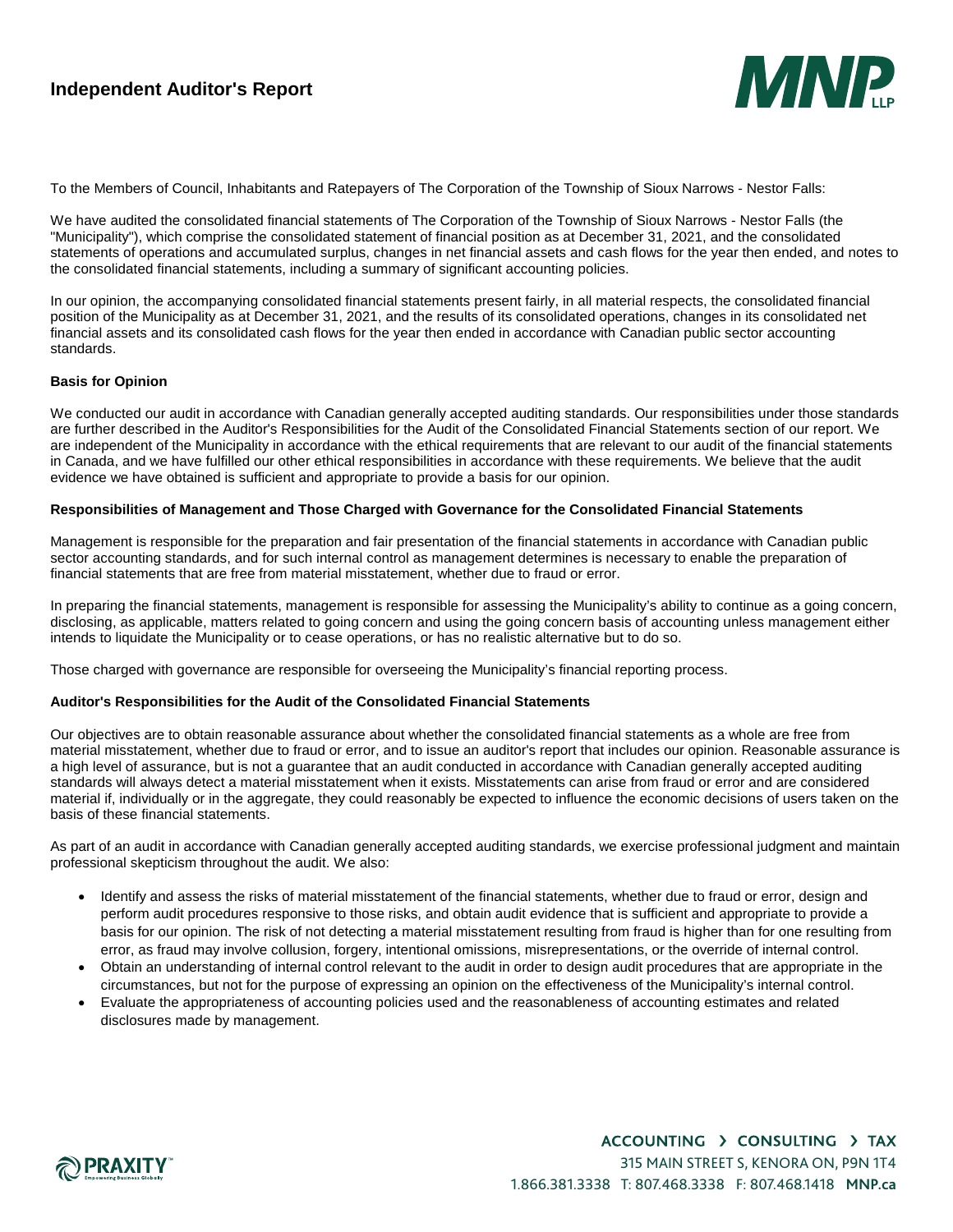# Independent Auditor's Report

To the Members of Council, Inhabitants and Ratepayers of The Corporation of the Township of Sioux Narrows - Nestor Falls:

We have audited the consolidated financial statements of The Corporation of the Township of Sioux Narrows - Nestor Falls (the "Municipality"), which comprise the consolidated statement of financial position as at December 31, 2021, and the consolidated statements of operations and accumulated surplus, changes in net financial assets and cash flows for the year then ended, and notes to the consolidated financial statements, including a summary of significant accounting policies.

In our opinion, the accompanying consolidated financial statements present fairly, in all material respects, the consolidated financial position of the Municipality as at December 31, 2021, and the results of its consolidated operations, changes in its consolidated net financial assets and its consolidated cash flows for the year then ended in accordance with Canadian public sector accounting standards.

**Basis for Opinion**

We conducted our audit in accordance with Canadian generally accepted auditing standards. Our responsibilities under those standards are further described in the Auditor's Responsibilities for the Audit of the Consolidated Financial Statements section of our report. We are independent of the Municipality in accordance with the ethical requirements that are relevant to our audit of the financial statements in Canada, and we have fulfilled our other ethical responsibilities in accordance with these requirements. We believe that the audit evidence we have obtained is sufficient and appropriate to provide a basis for our opinion.

**Responsibilities of Management and Those Charged with Governance for the Consolidated Financial Statements**

Management is responsible for the preparation and fair presentation of the financial statements in accordance with Canadian public sector accounting standards, and for such internal control as management determines is necessary to enable the preparation of financial statements that are free from material misstatement, whether due to fraud or error.

In preparing the financial statements, management is responsible for assessing the Municipality's ability to continue as a going concern, disclosing, as applicable, matters related to going concern and using the going concern basis of accounting unless management either intends to liquidate the Municipality or to cease operations, or has no realistic alternative but to do so.

Those charged with governance are responsible for overseeing the Municipality's financial reporting process.

**Auditor's Responsibilities for the Audit of the Consolidated Financial Statements**

Our objectives are to obtain reasonable assurance about whether the consolidated financial statements as a whole are free from material misstatement, whether due to fraud or error, and to issue an auditor's report that includes our opinion. Reasonable assurance is a high level of assurance, but is not a guarantee that an audit conducted in accordance with Canadian generally accepted auditing standards will always detect a material misstatement when it exists. Misstatements can arise from fraud or error and are considered material if, individually or in the aggregate, they could reasonably be expected to influence the economic decisions of users taken on the basis of these financial statements.

As part of an audit in accordance with Canadian generally accepted auditing standards, we exercise professional judgment and maintain professional skepticism throughout the audit. We also:

- Identify and assess the risks of material misstatement of the financial statements, whether due to fraud or error, design and perform audit procedures responsive to those risks, and obtain audit evidence that is sufficient and appropriate to provide a basis for our opinion. The risk of not detecting a material misstatement resulting from fraud is higher than for one resulting from error, as fraud may involve collusion, forgery, intentional omissions, misrepresentations, or the override of internal control.
- Obtain an understanding of internal control relevant to the audit in order to design audit procedures that are appropriate in the circumstances, but not for the purpose of expressing an opinion on the effectiveness of the Municipality's internal control.
- Evaluate the appropriateness of accounting policies used and the reasonableness of accounting estimates and related disclosures made by management.

ACCOUNTING › CONSULTING › TAX
315 MAIN STREET S, KENORA ON, P9N 1T4
1.866.381.3338 T: 807.468.3338 F: 807.468.1418 MNP.ca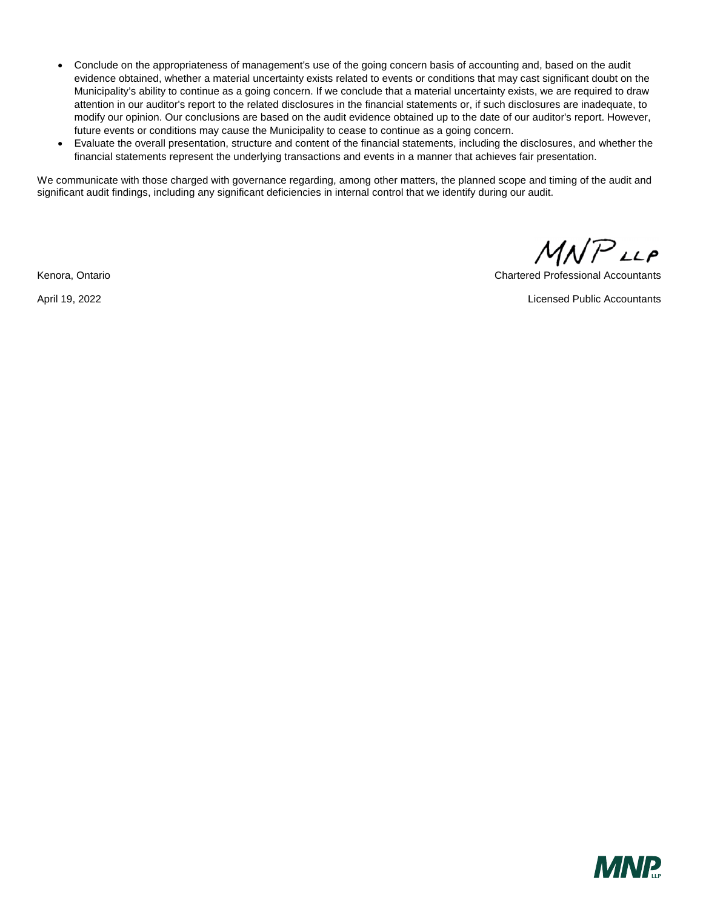- Conclude on the appropriateness of management's use of the going concern basis of accounting and, based on the audit evidence obtained, whether a material uncertainty exists related to events or conditions that may cast significant doubt on the Municipality's ability to continue as a going concern. If we conclude that a material uncertainty exists, we are required to draw attention in our auditor's report to the related disclosures in the financial statements or, if such disclosures are inadequate, to modify our opinion. Our conclusions are based on the audit evidence obtained up to the date of our auditor's report. However, future events or conditions may cause the Municipality to cease to continue as a going concern.
- Evaluate the overall presentation, structure and content of the financial statements, including the disclosures, and whether the financial statements represent the underlying transactions and events in a manner that achieves fair presentation.

We communicate with those charged with governance regarding, among other matters, the planned scope and timing of the audit and significant audit findings, including any significant deficiencies in internal control that we identify during our audit.

MNP LLP

Kenora, Ontario

Chartered Professional Accountants

April 19, 2022

Licensed Public Accountants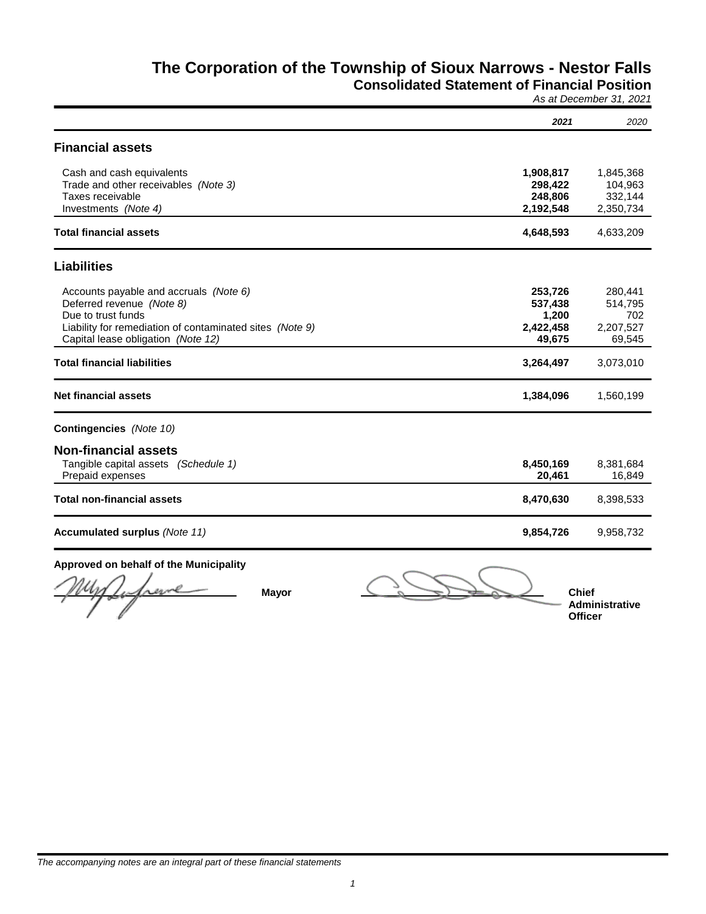# The Corporation of the Township of Sioux Narrows - Nestor Falls

## Consolidated Statement of Financial Position

*As at December 31, 2021*

| | ***2021*** | *2020* |
|---|---|---|
| **Financial assets** | | |
| Cash and cash equivalents | **1,908,817** | 1,845,368 |
| Trade and other receivables *(Note 3)* | **298,422** | 104,963 |
| Taxes receivable | **248,806** | 332,144 |
| Investments *(Note 4)* | **2,192,548** | 2,350,734 |
| **Total financial assets** | **4,648,593** | 4,633,209 |
| **Liabilities** | | |
| Accounts payable and accruals *(Note 6)* | **253,726** | 280,441 |
| Deferred revenue *(Note 8)* | **537,438** | 514,795 |
| Due to trust funds | **1,200** | 702 |
| Liability for remediation of contaminated sites *(Note 9)* | **2,422,458** | 2,207,527 |
| Capital lease obligation *(Note 12)* | **49,675** | 69,545 |
| **Total financial liabilities** | **3,264,497** | 3,073,010 |
| **Net financial assets** | **1,384,096** | 1,560,199 |
| **Contingencies** *(Note 10)* | | |
| **Non-financial assets** | | |
| Tangible capital assets *(Schedule 1)* | **8,450,169** | 8,381,684 |
| Prepaid expenses | **20,461** | 16,849 |
| **Total non-financial assets** | **8,470,630** | 8,398,533 |
| **Accumulated surplus** *(Note 11)* | **9,854,726** | 9,958,732 |

**Approved on behalf of the Municipality**

______________________ **Mayor** ______________________ **Chief Administrative Officer**

*The accompanying notes are an integral part of these financial statements*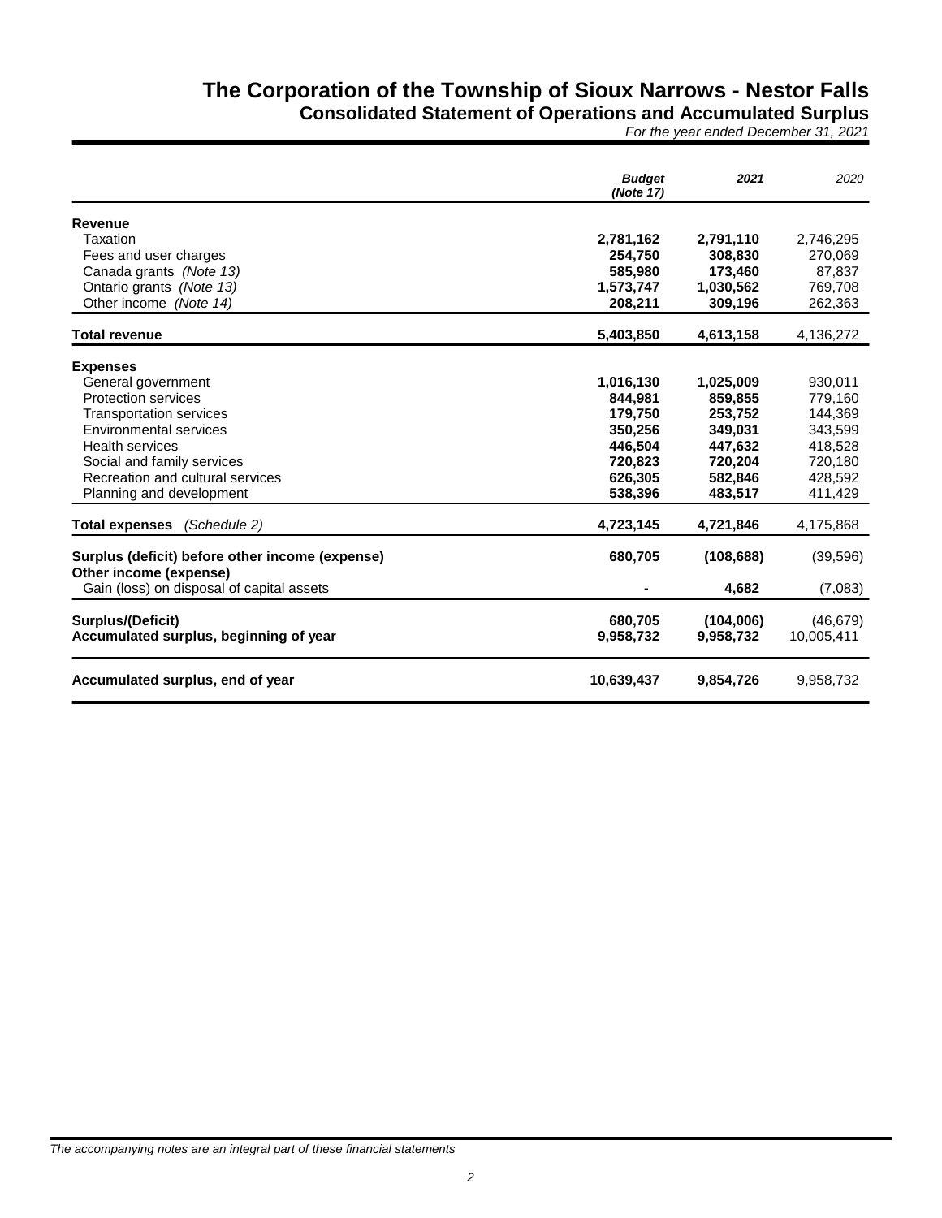# The Corporation of the Township of Sioux Narrows - Nestor Falls

## Consolidated Statement of Operations and Accumulated Surplus

*For the year ended December 31, 2021*

| | *Budget (Note 17)* | *2021* | *2020* |
|---|---|---|---|
| **Revenue** | | | |
| Taxation | **2,781,162** | **2,791,110** | 2,746,295 |
| Fees and user charges | **254,750** | **308,830** | 270,069 |
| Canada grants *(Note 13)* | **585,980** | **173,460** | 87,837 |
| Ontario grants *(Note 13)* | **1,573,747** | **1,030,562** | 769,708 |
| Other income *(Note 14)* | **208,211** | **309,196** | 262,363 |
| **Total revenue** | **5,403,850** | **4,613,158** | 4,136,272 |
| **Expenses** | | | |
| General government | **1,016,130** | **1,025,009** | 930,011 |
| Protection services | **844,981** | **859,855** | 779,160 |
| Transportation services | **179,750** | **253,752** | 144,369 |
| Environmental services | **350,256** | **349,031** | 343,599 |
| Health services | **446,504** | **447,632** | 418,528 |
| Social and family services | **720,823** | **720,204** | 720,180 |
| Recreation and cultural services | **626,305** | **582,846** | 428,592 |
| Planning and development | **538,396** | **483,517** | 411,429 |
| **Total expenses** *(Schedule 2)* | **4,723,145** | **4,721,846** | 4,175,868 |
| **Surplus (deficit) before other income (expense)** | **680,705** | **(108,688)** | (39,596) |
| **Other income (expense)** | | | |
| Gain (loss) on disposal of capital assets | **-** | **4,682** | (7,083) |
| **Surplus/(Deficit)** | **680,705** | **(104,006)** | (46,679) |
| **Accumulated surplus, beginning of year** | **9,958,732** | **9,958,732** | 10,005,411 |
| **Accumulated surplus, end of year** | **10,639,437** | **9,854,726** | 9,958,732 |

*The accompanying notes are an integral part of these financial statements*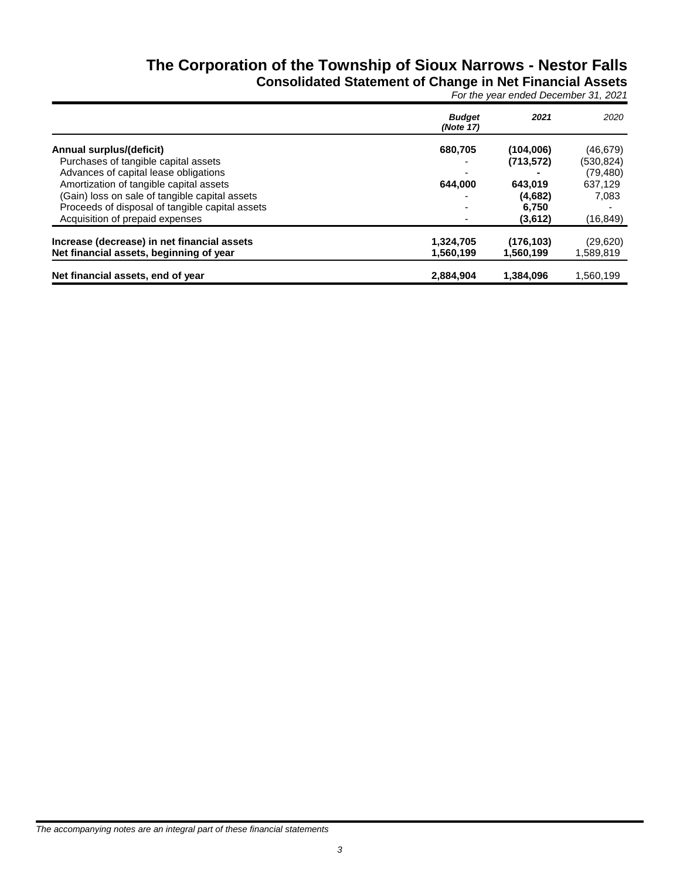# The Corporation of the Township of Sioux Narrows - Nestor Falls

## Consolidated Statement of Change in Net Financial Assets

*For the year ended December 31, 2021*

| | *Budget (Note 17)* | *2021* | *2020* |
|---|---|---|---|
| **Annual surplus/(deficit)** | **680,705** | **(104,006)** | (46,679) |
| Purchases of tangible capital assets | - | **(713,572)** | (530,824) |
| Advances of capital lease obligations | - | **-** | (79,480) |
| Amortization of tangible capital assets | **644,000** | **643,019** | 637,129 |
| (Gain) loss on sale of tangible capital assets | - | **(4,682)** | 7,083 |
| Proceeds of disposal of tangible capital assets | - | **6,750** | - |
| Acquisition of prepaid expenses | - | **(3,612)** | (16,849) |
| **Increase (decrease) in net financial assets** | **1,324,705** | **(176,103)** | (29,620) |
| **Net financial assets, beginning of year** | **1,560,199** | **1,560,199** | 1,589,819 |
| **Net financial assets, end of year** | **2,884,904** | **1,384,096** | 1,560,199 |

*The accompanying notes are an integral part of these financial statements*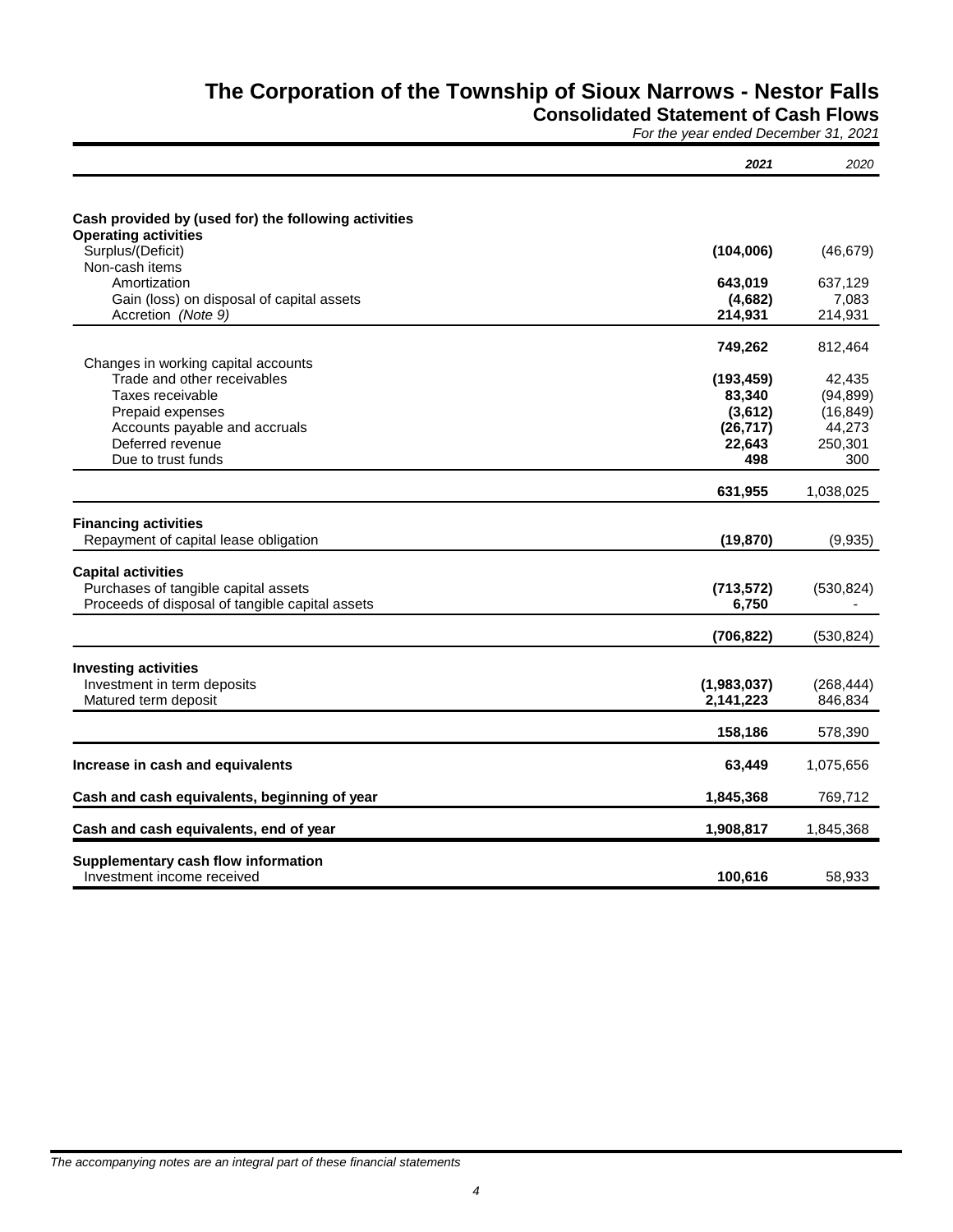# The Corporation of the Township of Sioux Narrows - Nestor Falls

## Consolidated Statement of Cash Flows

*For the year ended December 31, 2021*

| | *2021* | *2020* |
|---|---|---|
| **Cash provided by (used for) the following activities** | | |
| **Operating activities** | | |
| Surplus/(Deficit) | **(104,006)** | (46,679) |
| Non-cash items | | |
| Amortization | **643,019** | 637,129 |
| Gain (loss) on disposal of capital assets | **(4,682)** | 7,083 |
| Accretion *(Note 9)* | **214,931** | 214,931 |
| | **749,262** | 812,464 |
| Changes in working capital accounts | | |
| Trade and other receivables | **(193,459)** | 42,435 |
| Taxes receivable | **83,340** | (94,899) |
| Prepaid expenses | **(3,612)** | (16,849) |
| Accounts payable and accruals | **(26,717)** | 44,273 |
| Deferred revenue | **22,643** | 250,301 |
| Due to trust funds | **498** | 300 |
| | **631,955** | 1,038,025 |
| **Financing activities** | | |
| Repayment of capital lease obligation | **(19,870)** | (9,935) |
| **Capital activities** | | |
| Purchases of tangible capital assets | **(713,572)** | (530,824) |
| Proceeds of disposal of tangible capital assets | **6,750** | - |
| | **(706,822)** | (530,824) |
| **Investing activities** | | |
| Investment in term deposits | **(1,983,037)** | (268,444) |
| Matured term deposit | **2,141,223** | 846,834 |
| | **158,186** | 578,390 |
| **Increase in cash and equivalents** | **63,449** | 1,075,656 |
| **Cash and cash equivalents, beginning of year** | **1,845,368** | 769,712 |
| **Cash and cash equivalents, end of year** | **1,908,817** | 1,845,368 |
| **Supplementary cash flow information** | | |
| Investment income received | **100,616** | 58,933 |

*The accompanying notes are an integral part of these financial statements*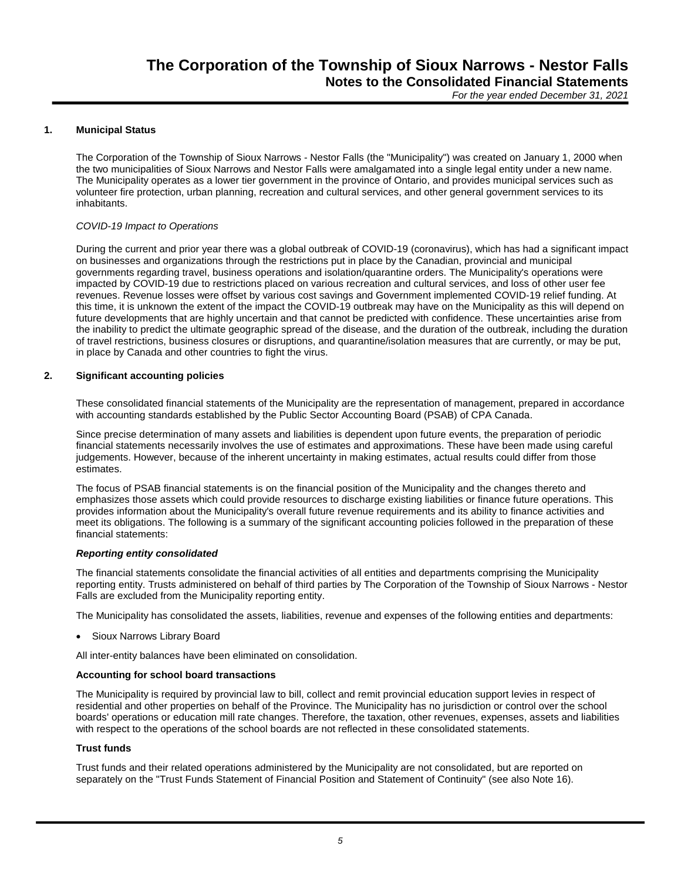## 1. Municipal Status

The Corporation of the Township of Sioux Narrows - Nestor Falls (the "Municipality") was created on January 1, 2000 when the two municipalities of Sioux Narrows and Nestor Falls were amalgamated into a single legal entity under a new name. The Municipality operates as a lower tier government in the province of Ontario, and provides municipal services such as volunteer fire protection, urban planning, recreation and cultural services, and other general government services to its inhabitants.

*COVID-19 Impact to Operations*

During the current and prior year there was a global outbreak of COVID-19 (coronavirus), which has had a significant impact on businesses and organizations through the restrictions put in place by the Canadian, provincial and municipal governments regarding travel, business operations and isolation/quarantine orders. The Municipality's operations were impacted by COVID-19 due to restrictions placed on various recreation and cultural services, and loss of other user fee revenues. Revenue losses were offset by various cost savings and Government implemented COVID-19 relief funding. At this time, it is unknown the extent of the impact the COVID-19 outbreak may have on the Municipality as this will depend on future developments that are highly uncertain and that cannot be predicted with confidence. These uncertainties arise from the inability to predict the ultimate geographic spread of the disease, and the duration of the outbreak, including the duration of travel restrictions, business closures or disruptions, and quarantine/isolation measures that are currently, or may be put, in place by Canada and other countries to fight the virus.

## 2. Significant accounting policies

These consolidated financial statements of the Municipality are the representation of management, prepared in accordance with accounting standards established by the Public Sector Accounting Board (PSAB) of CPA Canada.

Since precise determination of many assets and liabilities is dependent upon future events, the preparation of periodic financial statements necessarily involves the use of estimates and approximations. These have been made using careful judgements. However, because of the inherent uncertainty in making estimates, actual results could differ from those estimates.

The focus of PSAB financial statements is on the financial position of the Municipality and the changes thereto and emphasizes those assets which could provide resources to discharge existing liabilities or finance future operations. This provides information about the Municipality's overall future revenue requirements and its ability to finance activities and meet its obligations. The following is a summary of the significant accounting policies followed in the preparation of these financial statements:

***Reporting entity consolidated***

The financial statements consolidate the financial activities of all entities and departments comprising the Municipality reporting entity. Trusts administered on behalf of third parties by The Corporation of the Township of Sioux Narrows - Nestor Falls are excluded from the Municipality reporting entity.

The Municipality has consolidated the assets, liabilities, revenue and expenses of the following entities and departments:

- Sioux Narrows Library Board

All inter-entity balances have been eliminated on consolidation.

**Accounting for school board transactions**

The Municipality is required by provincial law to bill, collect and remit provincial education support levies in respect of residential and other properties on behalf of the Province. The Municipality has no jurisdiction or control over the school boards' operations or education mill rate changes. Therefore, the taxation, other revenues, expenses, assets and liabilities with respect to the operations of the school boards are not reflected in these consolidated statements.

**Trust funds**

Trust funds and their related operations administered by the Municipality are not consolidated, but are reported on separately on the "Trust Funds Statement of Financial Position and Statement of Continuity" (see also Note 16).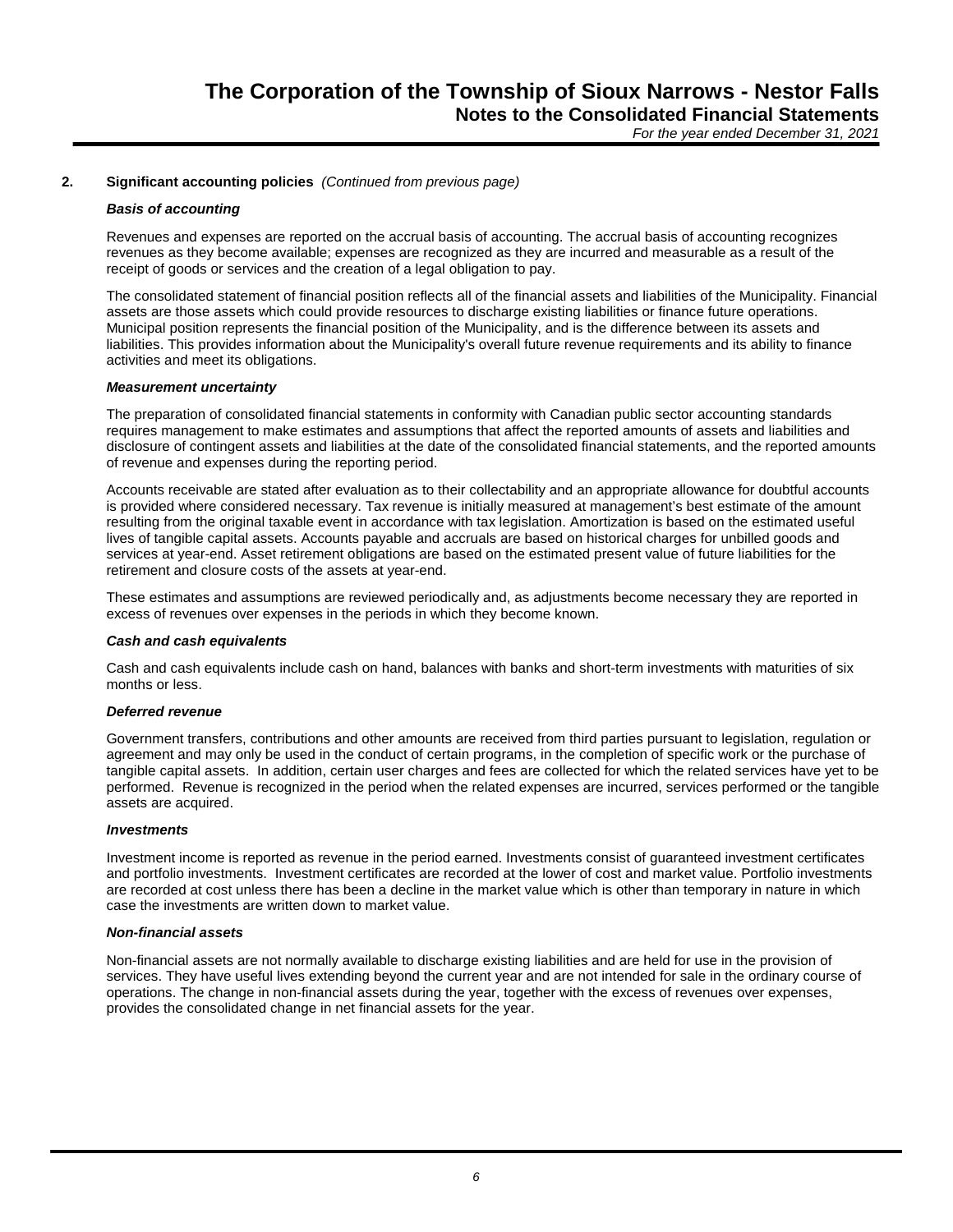## 2. Significant accounting policies *(Continued from previous page)*

### *Basis of accounting*

Revenues and expenses are reported on the accrual basis of accounting. The accrual basis of accounting recognizes revenues as they become available; expenses are recognized as they are incurred and measurable as a result of the receipt of goods or services and the creation of a legal obligation to pay.

The consolidated statement of financial position reflects all of the financial assets and liabilities of the Municipality. Financial assets are those assets which could provide resources to discharge existing liabilities or finance future operations. Municipal position represents the financial position of the Municipality, and is the difference between its assets and liabilities. This provides information about the Municipality's overall future revenue requirements and its ability to finance activities and meet its obligations.

### *Measurement uncertainty*

The preparation of consolidated financial statements in conformity with Canadian public sector accounting standards requires management to make estimates and assumptions that affect the reported amounts of assets and liabilities and disclosure of contingent assets and liabilities at the date of the consolidated financial statements, and the reported amounts of revenue and expenses during the reporting period.

Accounts receivable are stated after evaluation as to their collectability and an appropriate allowance for doubtful accounts is provided where considered necessary. Tax revenue is initially measured at management's best estimate of the amount resulting from the original taxable event in accordance with tax legislation. Amortization is based on the estimated useful lives of tangible capital assets. Accounts payable and accruals are based on historical charges for unbilled goods and services at year-end. Asset retirement obligations are based on the estimated present value of future liabilities for the retirement and closure costs of the assets at year-end.

These estimates and assumptions are reviewed periodically and, as adjustments become necessary they are reported in excess of revenues over expenses in the periods in which they become known.

### *Cash and cash equivalents*

Cash and cash equivalents include cash on hand, balances with banks and short-term investments with maturities of six months or less.

### *Deferred revenue*

Government transfers, contributions and other amounts are received from third parties pursuant to legislation, regulation or agreement and may only be used in the conduct of certain programs, in the completion of specific work or the purchase of tangible capital assets. In addition, certain user charges and fees are collected for which the related services have yet to be performed. Revenue is recognized in the period when the related expenses are incurred, services performed or the tangible assets are acquired.

### *Investments*

Investment income is reported as revenue in the period earned. Investments consist of guaranteed investment certificates and portfolio investments. Investment certificates are recorded at the lower of cost and market value. Portfolio investments are recorded at cost unless there has been a decline in the market value which is other than temporary in nature in which case the investments are written down to market value.

### *Non-financial assets*

Non-financial assets are not normally available to discharge existing liabilities and are held for use in the provision of services. They have useful lives extending beyond the current year and are not intended for sale in the ordinary course of operations. The change in non-financial assets during the year, together with the excess of revenues over expenses, provides the consolidated change in net financial assets for the year.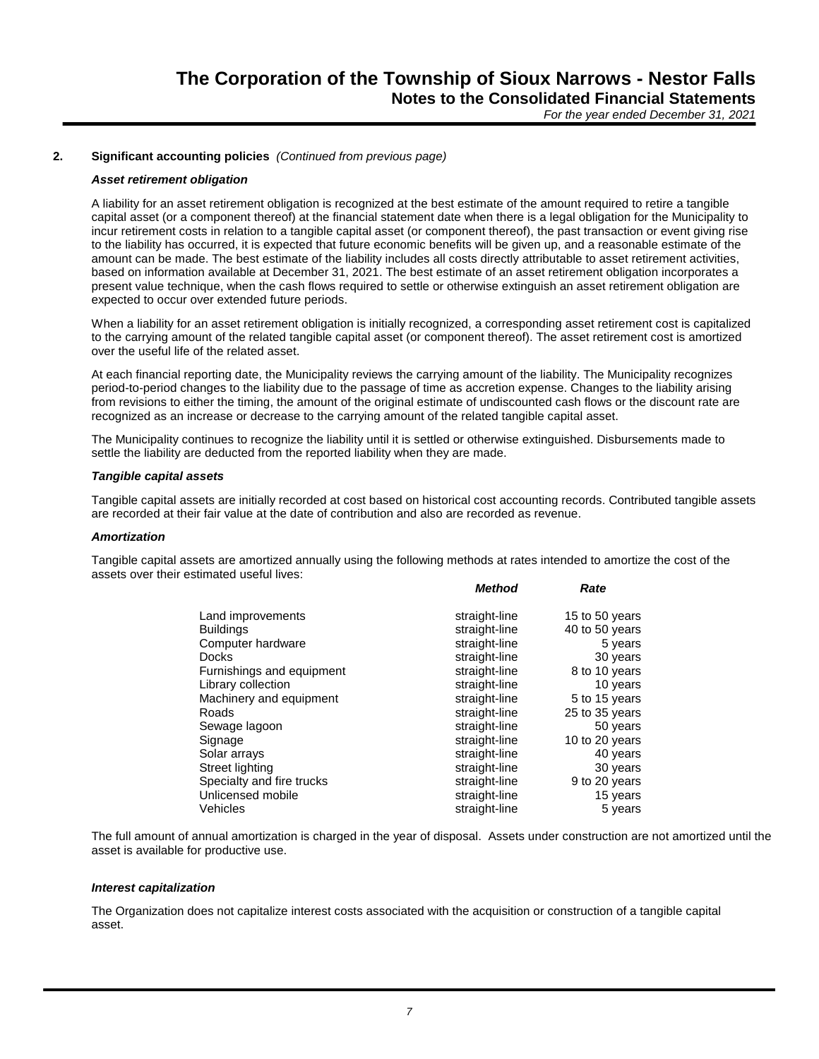## 2. Significant accounting policies *(Continued from previous page)*

***Asset retirement obligation***

A liability for an asset retirement obligation is recognized at the best estimate of the amount required to retire a tangible capital asset (or a component thereof) at the financial statement date when there is a legal obligation for the Municipality to incur retirement costs in relation to a tangible capital asset (or component thereof), the past transaction or event giving rise to the liability has occurred, it is expected that future economic benefits will be given up, and a reasonable estimate of the amount can be made. The best estimate of the liability includes all costs directly attributable to asset retirement activities, based on information available at December 31, 2021. The best estimate of an asset retirement obligation incorporates a present value technique, when the cash flows required to settle or otherwise extinguish an asset retirement obligation are expected to occur over extended future periods.

When a liability for an asset retirement obligation is initially recognized, a corresponding asset retirement cost is capitalized to the carrying amount of the related tangible capital asset (or component thereof). The asset retirement cost is amortized over the useful life of the related asset.

At each financial reporting date, the Municipality reviews the carrying amount of the liability. The Municipality recognizes period-to-period changes to the liability due to the passage of time as accretion expense. Changes to the liability arising from revisions to either the timing, the amount of the original estimate of undiscounted cash flows or the discount rate are recognized as an increase or decrease to the carrying amount of the related tangible capital asset.

The Municipality continues to recognize the liability until it is settled or otherwise extinguished. Disbursements made to settle the liability are deducted from the reported liability when they are made.

***Tangible capital assets***

Tangible capital assets are initially recorded at cost based on historical cost accounting records. Contributed tangible assets are recorded at their fair value at the date of contribution and also are recorded as revenue.

***Amortization***

Tangible capital assets are amortized annually using the following methods at rates intended to amortize the cost of the assets over their estimated useful lives:

| | *Method* | *Rate* |
|---|---|---|
| Land improvements | straight-line | 15 to 50 years |
| Buildings | straight-line | 40 to 50 years |
| Computer hardware | straight-line | 5 years |
| Docks | straight-line | 30 years |
| Furnishings and equipment | straight-line | 8 to 10 years |
| Library collection | straight-line | 10 years |
| Machinery and equipment | straight-line | 5 to 15 years |
| Roads | straight-line | 25 to 35 years |
| Sewage lagoon | straight-line | 50 years |
| Signage | straight-line | 10 to 20 years |
| Solar arrays | straight-line | 40 years |
| Street lighting | straight-line | 30 years |
| Specialty and fire trucks | straight-line | 9 to 20 years |
| Unlicensed mobile | straight-line | 15 years |
| Vehicles | straight-line | 5 years |

The full amount of annual amortization is charged in the year of disposal. Assets under construction are not amortized until the asset is available for productive use.

***Interest capitalization***

The Organization does not capitalize interest costs associated with the acquisition or construction of a tangible capital asset.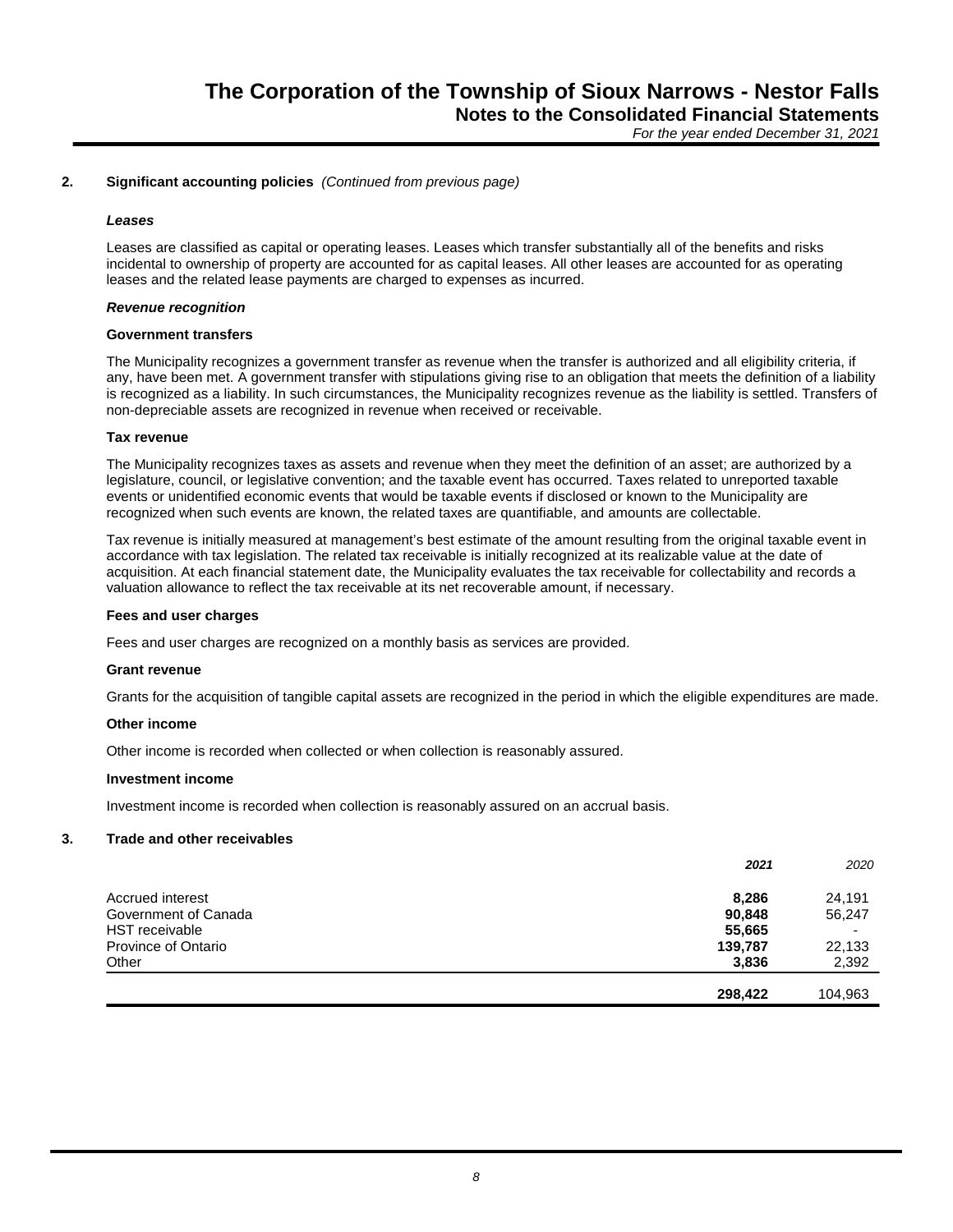## 2. Significant accounting policies *(Continued from previous page)*

### *Leases*

Leases are classified as capital or operating leases. Leases which transfer substantially all of the benefits and risks incidental to ownership of property are accounted for as capital leases. All other leases are accounted for as operating leases and the related lease payments are charged to expenses as incurred.

### *Revenue recognition*

**Government transfers**

The Municipality recognizes a government transfer as revenue when the transfer is authorized and all eligibility criteria, if any, have been met. A government transfer with stipulations giving rise to an obligation that meets the definition of a liability is recognized as a liability. In such circumstances, the Municipality recognizes revenue as the liability is settled. Transfers of non-depreciable assets are recognized in revenue when received or receivable.

**Tax revenue**

The Municipality recognizes taxes as assets and revenue when they meet the definition of an asset; are authorized by a legislature, council, or legislative convention; and the taxable event has occurred. Taxes related to unreported taxable events or unidentified economic events that would be taxable events if disclosed or known to the Municipality are recognized when such events are known, the related taxes are quantifiable, and amounts are collectable.

Tax revenue is initially measured at management's best estimate of the amount resulting from the original taxable event in accordance with tax legislation. The related tax receivable is initially recognized at its realizable value at the date of acquisition. At each financial statement date, the Municipality evaluates the tax receivable for collectability and records a valuation allowance to reflect the tax receivable at its net recoverable amount, if necessary.

**Fees and user charges**

Fees and user charges are recognized on a monthly basis as services are provided.

**Grant revenue**

Grants for the acquisition of tangible capital assets are recognized in the period in which the eligible expenditures are made.

**Other income**

Other income is recorded when collected or when collection is reasonably assured.

**Investment income**

Investment income is recorded when collection is reasonably assured on an accrual basis.

## 3. Trade and other receivables

| | ***2021*** | *2020* |
|---|---|---|
| Accrued interest | **8,286** | 24,191 |
| Government of Canada | **90,848** | 56,247 |
| HST receivable | **55,665** | - |
| Province of Ontario | **139,787** | 22,133 |
| Other | **3,836** | 2,392 |
| | **298,422** | 104,963 |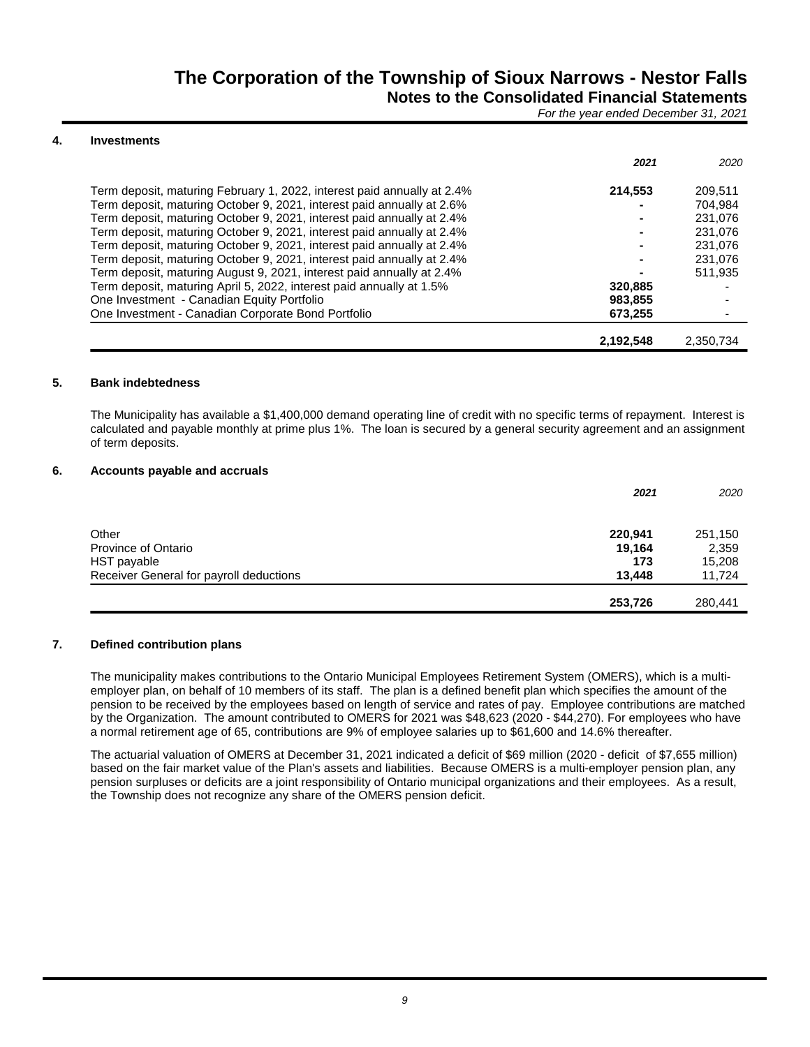# The Corporation of the Township of Sioux Narrows - Nestor Falls

## Notes to the Consolidated Financial Statements

*For the year ended December 31, 2021*

### 4. Investments

| | ***2021*** | *2020* |
|---|---|---|
| Term deposit, maturing February 1, 2022, interest paid annually at 2.4% | **214,553** | 209,511 |
| Term deposit, maturing October 9, 2021, interest paid annually at 2.6% | **-** | 704,984 |
| Term deposit, maturing October 9, 2021, interest paid annually at 2.4% | **-** | 231,076 |
| Term deposit, maturing October 9, 2021, interest paid annually at 2.4% | **-** | 231,076 |
| Term deposit, maturing October 9, 2021, interest paid annually at 2.4% | **-** | 231,076 |
| Term deposit, maturing October 9, 2021, interest paid annually at 2.4% | **-** | 231,076 |
| Term deposit, maturing August 9, 2021, interest paid annually at 2.4% | **-** | 511,935 |
| Term deposit, maturing April 5, 2022, interest paid annually at 1.5% | **320,885** | - |
| One Investment - Canadian Equity Portfolio | **983,855** | - |
| One Investment - Canadian Corporate Bond Portfolio | **673,255** | - |
| | **2,192,548** | 2,350,734 |

### 5. Bank indebtedness

The Municipality has available a $1,400,000 demand operating line of credit with no specific terms of repayment. Interest is calculated and payable monthly at prime plus 1%. The loan is secured by a general security agreement and an assignment of term deposits.

### 6. Accounts payable and accruals

| | ***2021*** | *2020* |
|---|---|---|
| Other | **220,941** | 251,150 |
| Province of Ontario | **19,164** | 2,359 |
| HST payable | **173** | 15,208 |
| Receiver General for payroll deductions | **13,448** | 11,724 |
| | **253,726** | 280,441 |

### 7. Defined contribution plans

The municipality makes contributions to the Ontario Municipal Employees Retirement System (OMERS), which is a multi-employer plan, on behalf of 10 members of its staff. The plan is a defined benefit plan which specifies the amount of the pension to be received by the employees based on length of service and rates of pay. Employee contributions are matched by the Organization. The amount contributed to OMERS for 2021 was $48,623 (2020 - $44,270). For employees who have a normal retirement age of 65, contributions are 9% of employee salaries up to $61,600 and 14.6% thereafter.

The actuarial valuation of OMERS at December 31, 2021 indicated a deficit of $69 million (2020 - deficit of $7,655 million) based on the fair market value of the Plan's assets and liabilities. Because OMERS is a multi-employer pension plan, any pension surpluses or deficits are a joint responsibility of Ontario municipal organizations and their employees. As a result, the Township does not recognize any share of the OMERS pension deficit.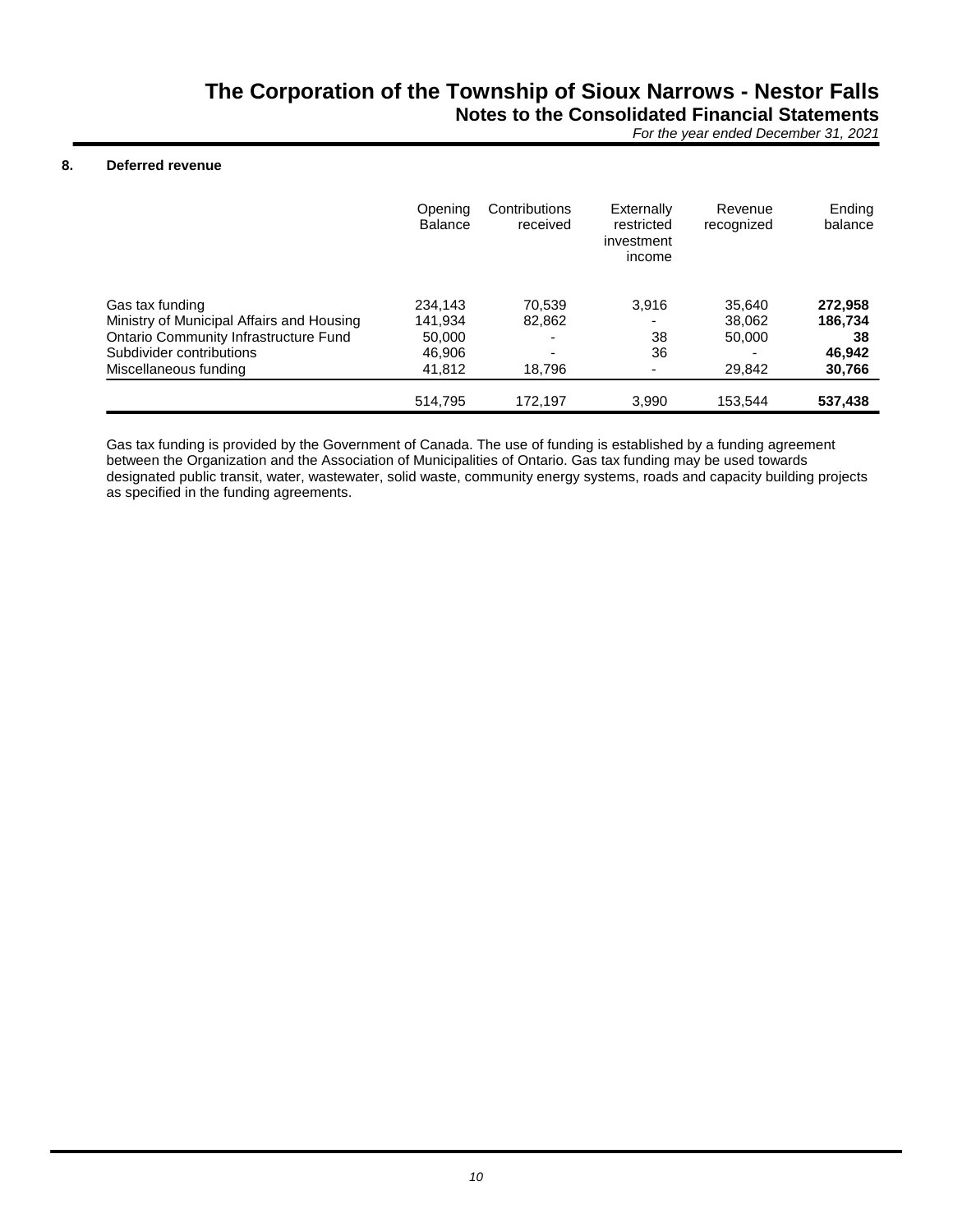# The Corporation of the Township of Sioux Narrows - Nestor Falls
## Notes to the Consolidated Financial Statements
*For the year ended December 31, 2021*

### 8. Deferred revenue

| | Opening Balance | Contributions received | Externally restricted investment income | Revenue recognized | Ending balance |
|---|---|---|---|---|---|
| Gas tax funding | 234,143 | 70,539 | 3,916 | 35,640 | **272,958** |
| Ministry of Municipal Affairs and Housing | 141,934 | 82,862 | - | 38,062 | **186,734** |
| Ontario Community Infrastructure Fund | 50,000 | - | 38 | 50,000 | **38** |
| Subdivider contributions | 46,906 | - | 36 | - | **46,942** |
| Miscellaneous funding | 41,812 | 18,796 | - | 29,842 | **30,766** |
| | 514,795 | 172,197 | 3,990 | 153,544 | **537,438** |

Gas tax funding is provided by the Government of Canada. The use of funding is established by a funding agreement between the Organization and the Association of Municipalities of Ontario. Gas tax funding may be used towards designated public transit, water, wastewater, solid waste, community energy systems, roads and capacity building projects as specified in the funding agreements.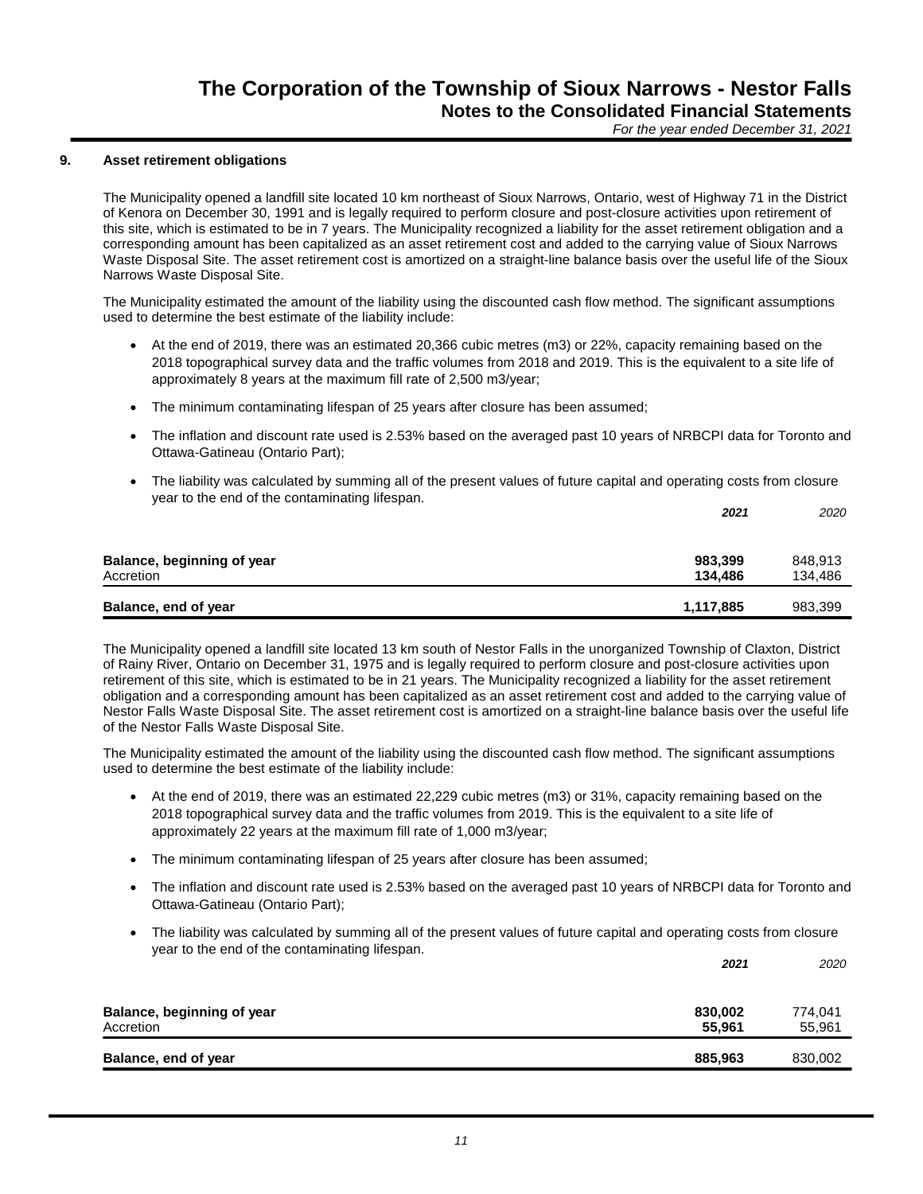## 9. Asset retirement obligations

The Municipality opened a landfill site located 10 km northeast of Sioux Narrows, Ontario, west of Highway 71 in the District of Kenora on December 30, 1991 and is legally required to perform closure and post-closure activities upon retirement of this site, which is estimated to be in 7 years. The Municipality recognized a liability for the asset retirement obligation and a corresponding amount has been capitalized as an asset retirement cost and added to the carrying value of Sioux Narrows Waste Disposal Site. The asset retirement cost is amortized on a straight-line balance basis over the useful life of the Sioux Narrows Waste Disposal Site.

The Municipality estimated the amount of the liability using the discounted cash flow method. The significant assumptions used to determine the best estimate of the liability include:

- At the end of 2019, there was an estimated 20,366 cubic metres (m3) or 22%, capacity remaining based on the 2018 topographical survey data and the traffic volumes from 2018 and 2019. This is the equivalent to a site life of approximately 8 years at the maximum fill rate of 2,500 m3/year;
- The minimum contaminating lifespan of 25 years after closure has been assumed;
- The inflation and discount rate used is 2.53% based on the averaged past 10 years of NRBCPI data for Toronto and Ottawa-Gatineau (Ontario Part);
- The liability was calculated by summing all of the present values of future capital and operating costs from closure year to the end of the contaminating lifespan.

| | ***2021*** | *2020* |
|---|---|---|
| **Balance, beginning of year** | **983,399** | 848,913 |
| Accretion | **134,486** | 134,486 |
| **Balance, end of year** | **1,117,885** | 983,399 |

The Municipality opened a landfill site located 13 km south of Nestor Falls in the unorganized Township of Claxton, District of Rainy River, Ontario on December 31, 1975 and is legally required to perform closure and post-closure activities upon retirement of this site, which is estimated to be in 21 years. The Municipality recognized a liability for the asset retirement obligation and a corresponding amount has been capitalized as an asset retirement cost and added to the carrying value of Nestor Falls Waste Disposal Site. The asset retirement cost is amortized on a straight-line balance basis over the useful life of the Nestor Falls Waste Disposal Site.

The Municipality estimated the amount of the liability using the discounted cash flow method. The significant assumptions used to determine the best estimate of the liability include:

- At the end of 2019, there was an estimated 22,229 cubic metres (m3) or 31%, capacity remaining based on the 2018 topographical survey data and the traffic volumes from 2019. This is the equivalent to a site life of approximately 22 years at the maximum fill rate of 1,000 m3/year;
- The minimum contaminating lifespan of 25 years after closure has been assumed;
- The inflation and discount rate used is 2.53% based on the averaged past 10 years of NRBCPI data for Toronto and Ottawa-Gatineau (Ontario Part);
- The liability was calculated by summing all of the present values of future capital and operating costs from closure year to the end of the contaminating lifespan.

| | ***2021*** | *2020* |
|---|---|---|
| **Balance, beginning of year** | **830,002** | 774,041 |
| Accretion | **55,961** | 55,961 |
| **Balance, end of year** | **885,963** | 830,002 |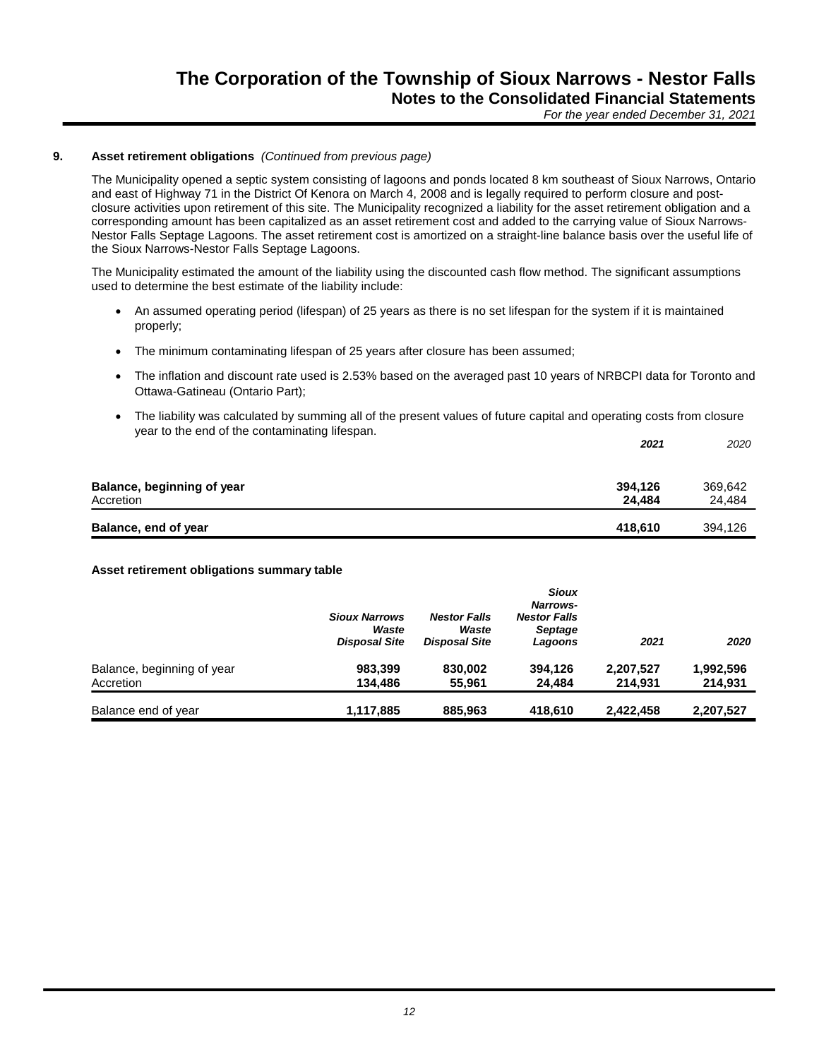## 9. Asset retirement obligations *(Continued from previous page)*

The Municipality opened a septic system consisting of lagoons and ponds located 8 km southeast of Sioux Narrows, Ontario and east of Highway 71 in the District Of Kenora on March 4, 2008 and is legally required to perform closure and post-closure activities upon retirement of this site. The Municipality recognized a liability for the asset retirement obligation and a corresponding amount has been capitalized as an asset retirement cost and added to the carrying value of Sioux Narrows-Nestor Falls Septage Lagoons. The asset retirement cost is amortized on a straight-line balance basis over the useful life of the Sioux Narrows-Nestor Falls Septage Lagoons.

The Municipality estimated the amount of the liability using the discounted cash flow method. The significant assumptions used to determine the best estimate of the liability include:

- An assumed operating period (lifespan) of 25 years as there is no set lifespan for the system if it is maintained properly;
- The minimum contaminating lifespan of 25 years after closure has been assumed;
- The inflation and discount rate used is 2.53% based on the averaged past 10 years of NRBCPI data for Toronto and Ottawa-Gatineau (Ontario Part);
- The liability was calculated by summing all of the present values of future capital and operating costs from closure year to the end of the contaminating lifespan.

| | *2021* | *2020* |
|---|---|---|
| **Balance, beginning of year** | **394,126** | 369,642 |
| Accretion | **24,484** | 24,484 |
| **Balance, end of year** | **418,610** | 394,126 |

**Asset retirement obligations summary table**

| | *Sioux Narrows Waste Disposal Site* | *Nestor Falls Waste Disposal Site* | *Sioux Narrows-Nestor Falls Septage Lagoons* | *2021* | *2020* |
|---|---|---|---|---|---|
| Balance, beginning of year | **983,399** | **830,002** | **394,126** | **2,207,527** | **1,992,596** |
| Accretion | **134,486** | **55,961** | **24,484** | **214,931** | **214,931** |
| Balance end of year | **1,117,885** | **885,963** | **418,610** | **2,422,458** | **2,207,527** |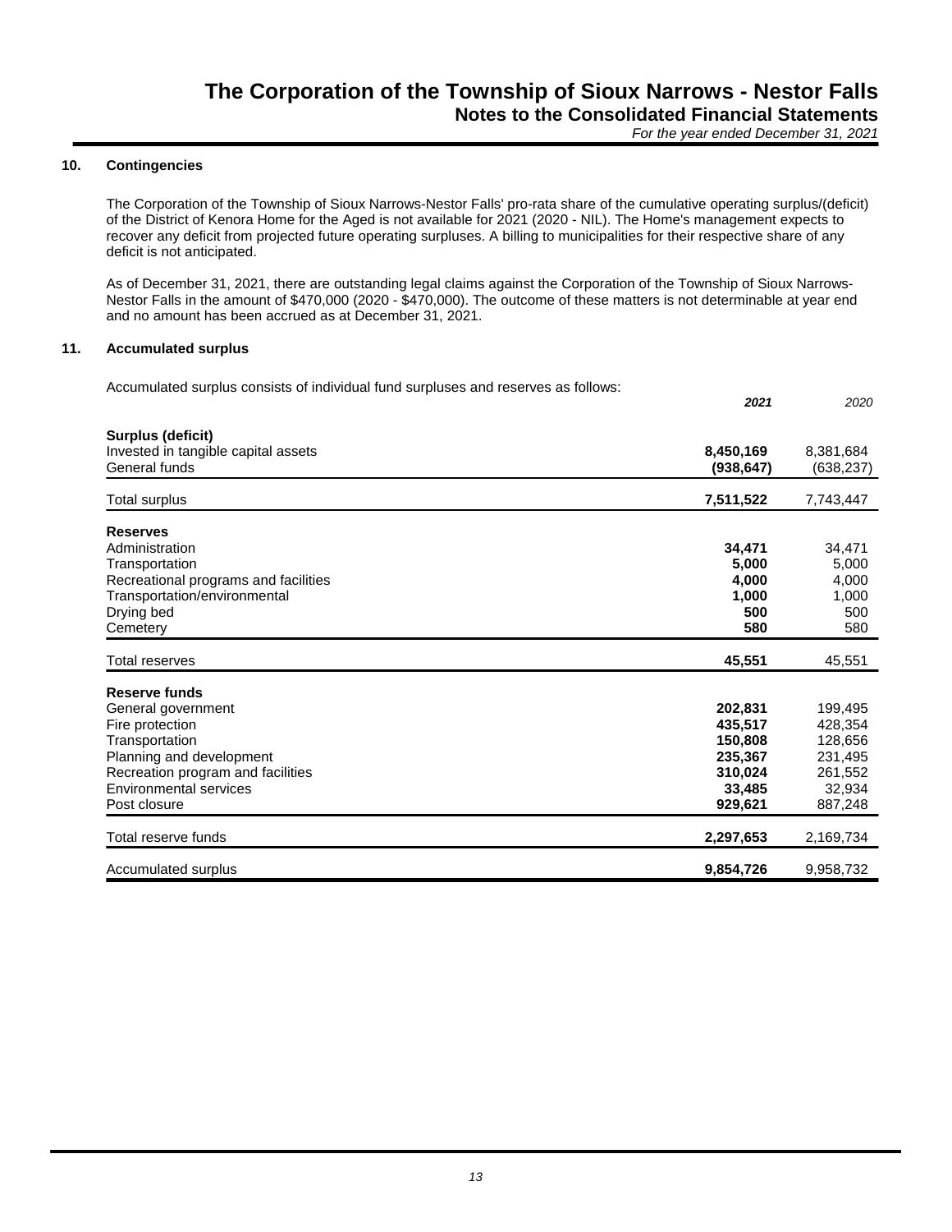## 10. Contingencies

The Corporation of the Township of Sioux Narrows-Nestor Falls' pro-rata share of the cumulative operating surplus/(deficit) of the District of Kenora Home for the Aged is not available for 2021 (2020 - NIL). The Home's management expects to recover any deficit from projected future operating surpluses. A billing to municipalities for their respective share of any deficit is not anticipated.

As of December 31, 2021, there are outstanding legal claims against the Corporation of the Township of Sioux Narrows-Nestor Falls in the amount of $470,000 (2020 - $470,000). The outcome of these matters is not determinable at year end and no amount has been accrued as at December 31, 2021.

## 11. Accumulated surplus

Accumulated surplus consists of individual fund surpluses and reserves as follows:

| | ***2021*** | *2020* |
|---|---|---|
| **Surplus (deficit)** | | |
| Invested in tangible capital assets | **8,450,169** | 8,381,684 |
| General funds | **(938,647)** | (638,237) |
| Total surplus | **7,511,522** | 7,743,447 |
| **Reserves** | | |
| Administration | **34,471** | 34,471 |
| Transportation | **5,000** | 5,000 |
| Recreational programs and facilities | **4,000** | 4,000 |
| Transportation/environmental | **1,000** | 1,000 |
| Drying bed | **500** | 500 |
| Cemetery | **580** | 580 |
| Total reserves | **45,551** | 45,551 |
| **Reserve funds** | | |
| General government | **202,831** | 199,495 |
| Fire protection | **435,517** | 428,354 |
| Transportation | **150,808** | 128,656 |
| Planning and development | **235,367** | 231,495 |
| Recreation program and facilities | **310,024** | 261,552 |
| Environmental services | **33,485** | 32,934 |
| Post closure | **929,621** | 887,248 |
| Total reserve funds | **2,297,653** | 2,169,734 |
| Accumulated surplus | **9,854,726** | 9,958,732 |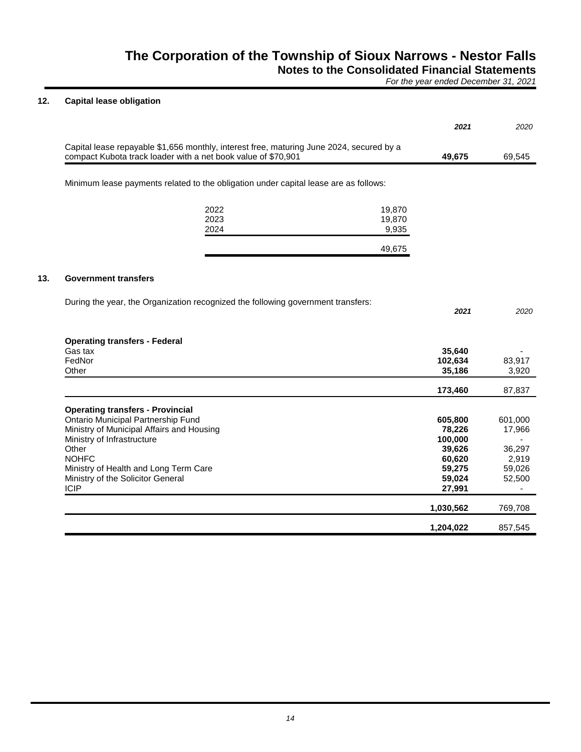# The Corporation of the Township of Sioux Narrows - Nestor Falls

## Notes to the Consolidated Financial Statements

*For the year ended December 31, 2021*

### 12. Capital lease obligation

| | *2021* | *2020* |
|---|---|---|
| Capital lease repayable $1,656 monthly, interest free, maturing June 2024, secured by a compact Kubota track loader with a net book value of $70,901 | **49,675** | 69,545 |

Minimum lease payments related to the obligation under capital lease are as follows:

| | |
|---|---|
| 2022 | 19,870 |
| 2023 | 19,870 |
| 2024 | 9,935 |
| | 49,675 |

### 13. Government transfers

During the year, the Organization recognized the following government transfers:

| | *2021* | *2020* |
|---|---|---|
| **Operating transfers - Federal** | | |
| Gas tax | **35,640** | - |
| FedNor | **102,634** | 83,917 |
| Other | **35,186** | 3,920 |
| | **173,460** | 87,837 |
| **Operating transfers - Provincial** | | |
| Ontario Municipal Partnership Fund | **605,800** | 601,000 |
| Ministry of Municipal Affairs and Housing | **78,226** | 17,966 |
| Ministry of Infrastructure | **100,000** | - |
| Other | **39,626** | 36,297 |
| NOHFC | **60,620** | 2,919 |
| Ministry of Health and Long Term Care | **59,275** | 59,026 |
| Ministry of the Solicitor General | **59,024** | 52,500 |
| ICIP | **27,991** | - |
| | **1,030,562** | 769,708 |
| | **1,204,022** | 857,545 |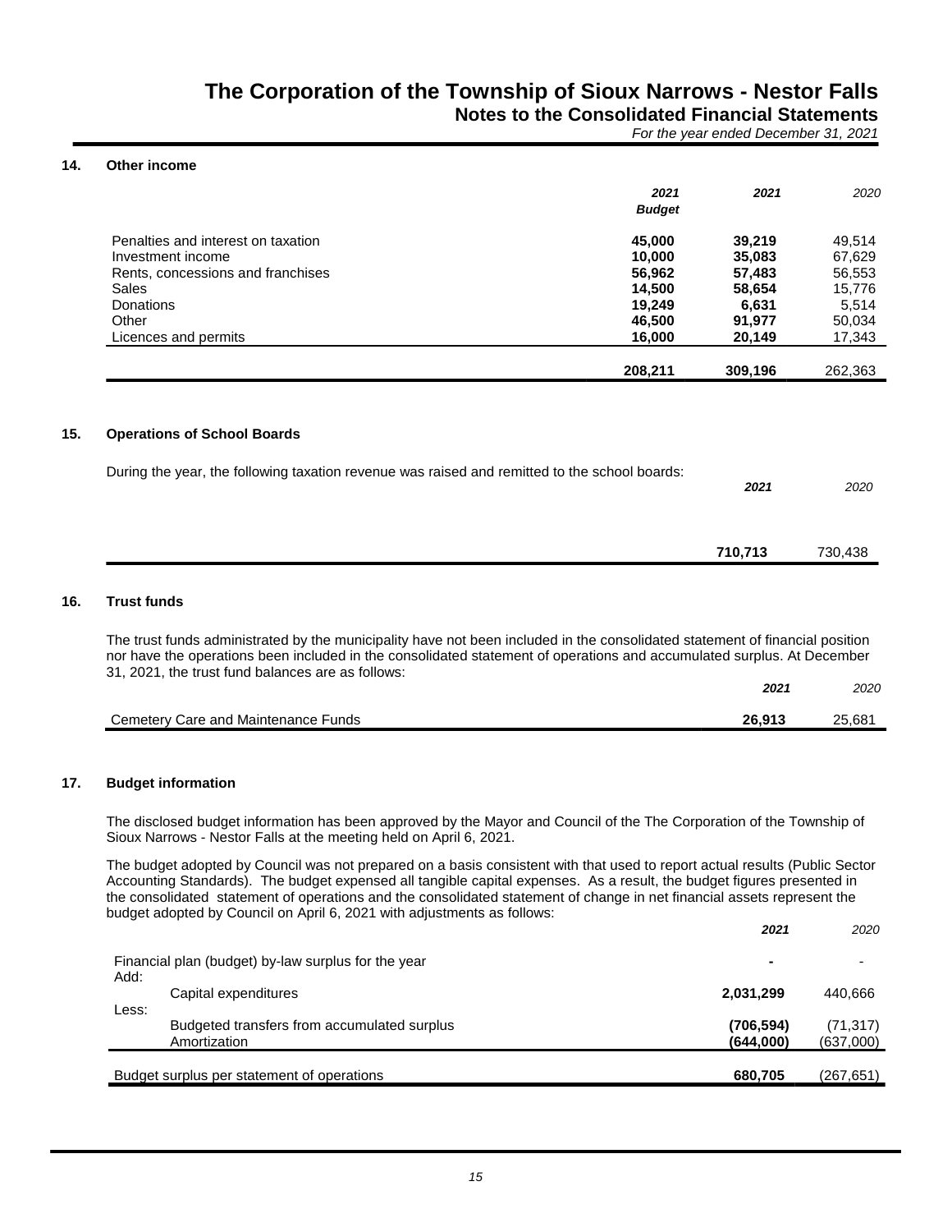## 14. Other income

| | 2021 Budget | 2021 | 2020 |
|---|---|---|---|
| Penalties and interest on taxation | **45,000** | **39,219** | 49,514 |
| Investment income | **10,000** | **35,083** | 67,629 |
| Rents, concessions and franchises | **56,962** | **57,483** | 56,553 |
| Sales | **14,500** | **58,654** | 15,776 |
| Donations | **19,249** | **6,631** | 5,514 |
| Other | **46,500** | **91,977** | 50,034 |
| Licences and permits | **16,000** | **20,149** | 17,343 |
| | **208,211** | **309,196** | 262,363 |

## 15. Operations of School Boards

During the year, the following taxation revenue was raised and remitted to the school boards:

| | 2021 | 2020 |
|---|---|---|
| | **710,713** | 730,438 |

## 16. Trust funds

The trust funds administrated by the municipality have not been included in the consolidated statement of financial position nor have the operations been included in the consolidated statement of operations and accumulated surplus. At December 31, 2021, the trust fund balances are as follows:

| | 2021 | 2020 |
|---|---|---|
| Cemetery Care and Maintenance Funds | **26,913** | 25,681 |

## 17. Budget information

The disclosed budget information has been approved by the Mayor and Council of the The Corporation of the Township of Sioux Narrows - Nestor Falls at the meeting held on April 6, 2021.

The budget adopted by Council was not prepared on a basis consistent with that used to report actual results (Public Sector Accounting Standards). The budget expensed all tangible capital expenses. As a result, the budget figures presented in the consolidated statement of operations and the consolidated statement of change in net financial assets represent the budget adopted by Council on April 6, 2021 with adjustments as follows:

| | 2021 | 2020 |
|---|---|---|
| Financial plan (budget) by-law surplus for the year | **-** | - |
| Add: | | |
| Capital expenditures | **2,031,299** | 440,666 |
| Less: | | |
| Budgeted transfers from accumulated surplus | **(706,594)** | (71,317) |
| Amortization | **(644,000)** | (637,000) |
| Budget surplus per statement of operations | **680,705** | (267,651) |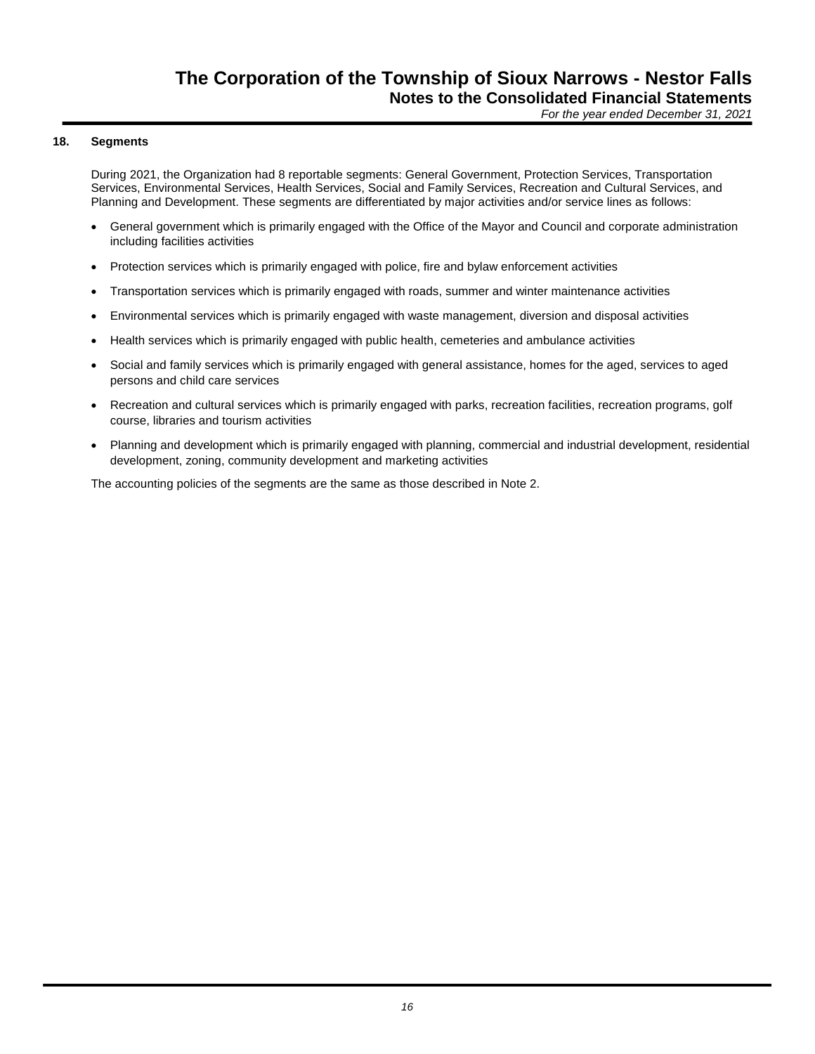## 18. Segments

During 2021, the Organization had 8 reportable segments: General Government, Protection Services, Transportation Services, Environmental Services, Health Services, Social and Family Services, Recreation and Cultural Services, and Planning and Development. These segments are differentiated by major activities and/or service lines as follows:

- General government which is primarily engaged with the Office of the Mayor and Council and corporate administration including facilities activities
- Protection services which is primarily engaged with police, fire and bylaw enforcement activities
- Transportation services which is primarily engaged with roads, summer and winter maintenance activities
- Environmental services which is primarily engaged with waste management, diversion and disposal activities
- Health services which is primarily engaged with public health, cemeteries and ambulance activities
- Social and family services which is primarily engaged with general assistance, homes for the aged, services to aged persons and child care services
- Recreation and cultural services which is primarily engaged with parks, recreation facilities, recreation programs, golf course, libraries and tourism activities
- Planning and development which is primarily engaged with planning, commercial and industrial development, residential development, zoning, community development and marketing activities

The accounting policies of the segments are the same as those described in Note 2.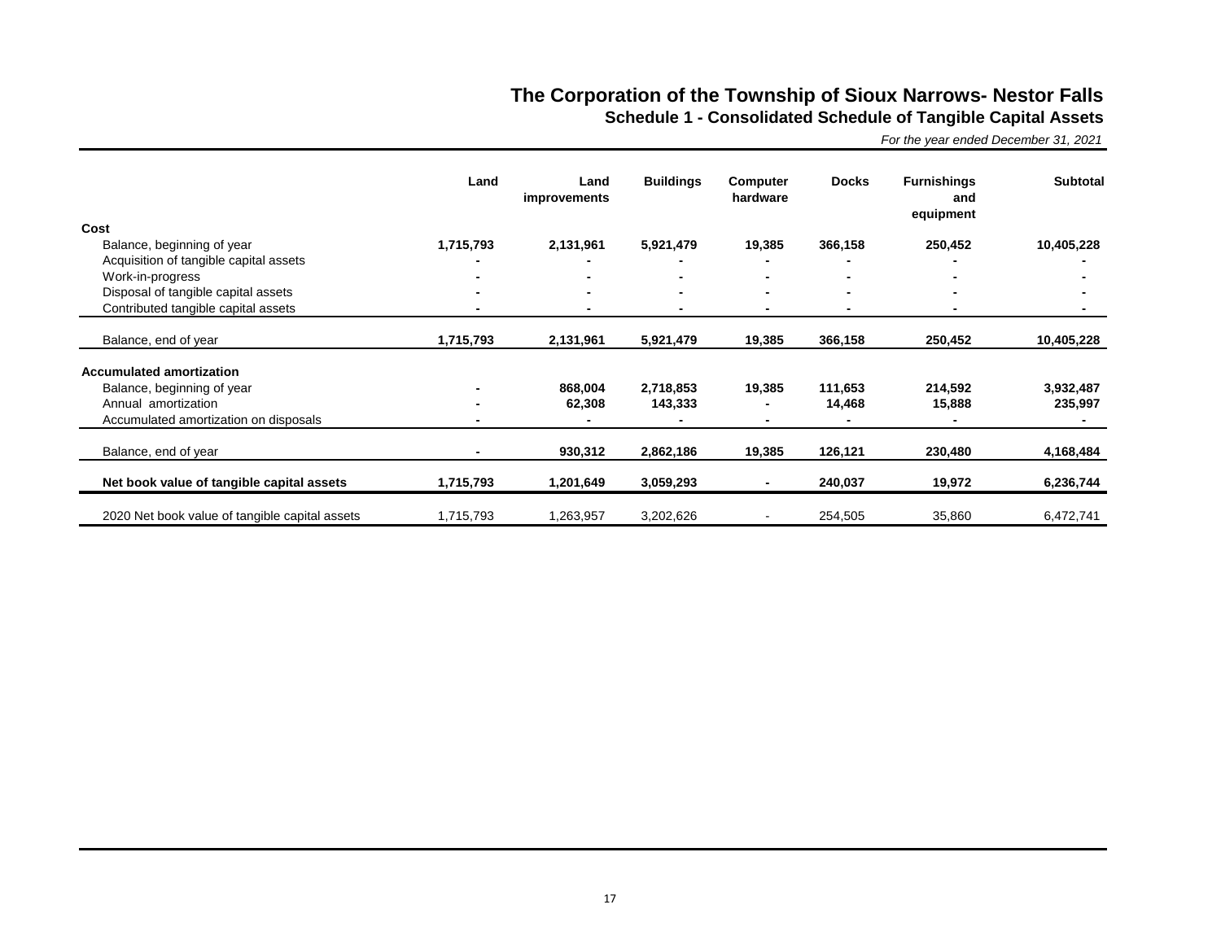# The Corporation of the Township of Sioux Narrows- Nestor Falls

## Schedule 1 - Consolidated Schedule of Tangible Capital Assets

*For the year ended December 31, 2021*

| | Land | Land improvements | Buildings | Computer hardware | Docks | Furnishings and equipment | Subtotal |
|---|---|---|---|---|---|---|---|
| **Cost** | | | | | | | |
| Balance, beginning of year | **1,715,793** | **2,131,961** | **5,921,479** | **19,385** | **366,158** | **250,452** | **10,405,228** |
| Acquisition of tangible capital assets | **-** | **-** | **-** | **-** | **-** | **-** | **-** |
| Work-in-progress | **-** | **-** | **-** | **-** | **-** | **-** | **-** |
| Disposal of tangible capital assets | **-** | **-** | **-** | **-** | **-** | **-** | **-** |
| Contributed tangible capital assets | **-** | **-** | **-** | **-** | **-** | **-** | **-** |
| Balance, end of year | **1,715,793** | **2,131,961** | **5,921,479** | **19,385** | **366,158** | **250,452** | **10,405,228** |
| **Accumulated amortization** | | | | | | | |
| Balance, beginning of year | **-** | **868,004** | **2,718,853** | **19,385** | **111,653** | **214,592** | **3,932,487** |
| Annual amortization | **-** | **62,308** | **143,333** | **-** | **14,468** | **15,888** | **235,997** |
| Accumulated amortization on disposals | **-** | **-** | **-** | **-** | **-** | **-** | **-** |
| Balance, end of year | **-** | **930,312** | **2,862,186** | **19,385** | **126,121** | **230,480** | **4,168,484** |
| **Net book value of tangible capital assets** | **1,715,793** | **1,201,649** | **3,059,293** | **-** | **240,037** | **19,972** | **6,236,744** |
| 2020 Net book value of tangible capital assets | 1,715,793 | 1,263,957 | 3,202,626 | - | 254,505 | 35,860 | 6,472,741 |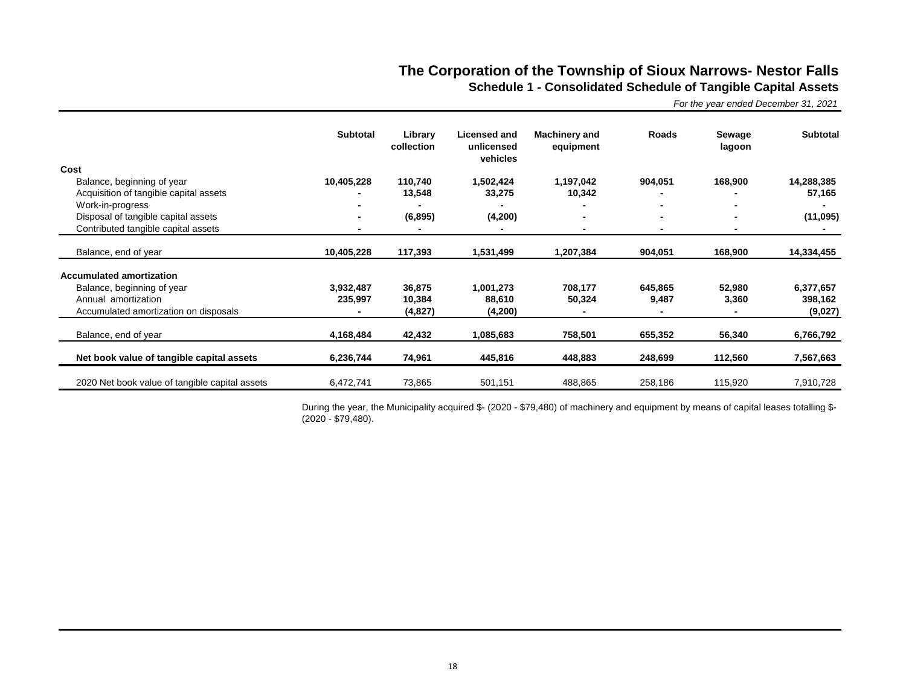# The Corporation of the Township of Sioux Narrows- Nestor Falls

## Schedule 1 - Consolidated Schedule of Tangible Capital Assets

*For the year ended December 31, 2021*

| | Subtotal | Library collection | Licensed and unlicensed vehicles | Machinery and equipment | Roads | Sewage lagoon | Subtotal |
|---|---|---|---|---|---|---|---|
| **Cost** | | | | | | | |
| Balance, beginning of year | **10,405,228** | **110,740** | **1,502,424** | **1,197,042** | **904,051** | **168,900** | **14,288,385** |
| Acquisition of tangible capital assets | **-** | **13,548** | **33,275** | **10,342** | **-** | **-** | **57,165** |
| Work-in-progress | **-** | **-** | **-** | **-** | **-** | **-** | **-** |
| Disposal of tangible capital assets | **-** | **(6,895)** | **(4,200)** | **-** | **-** | **-** | **(11,095)** |
| Contributed tangible capital assets | **-** | **-** | **-** | **-** | **-** | **-** | **-** |
| Balance, end of year | **10,405,228** | **117,393** | **1,531,499** | **1,207,384** | **904,051** | **168,900** | **14,334,455** |
| **Accumulated amortization** | | | | | | | |
| Balance, beginning of year | **3,932,487** | **36,875** | **1,001,273** | **708,177** | **645,865** | **52,980** | **6,377,657** |
| Annual amortization | **235,997** | **10,384** | **88,610** | **50,324** | **9,487** | **3,360** | **398,162** |
| Accumulated amortization on disposals | **-** | **(4,827)** | **(4,200)** | **-** | **-** | **-** | **(9,027)** |
| Balance, end of year | **4,168,484** | **42,432** | **1,085,683** | **758,501** | **655,352** | **56,340** | **6,766,792** |
| **Net book value of tangible capital assets** | **6,236,744** | **74,961** | **445,816** | **448,883** | **248,699** | **112,560** | **7,567,663** |
| 2020 Net book value of tangible capital assets | 6,472,741 | 73,865 | 501,151 | 488,865 | 258,186 | 115,920 | 7,910,728 |

During the year, the Municipality acquired $- (2020 - $79,480) of machinery and equipment by means of capital leases totalling $- (2020 - $79,480).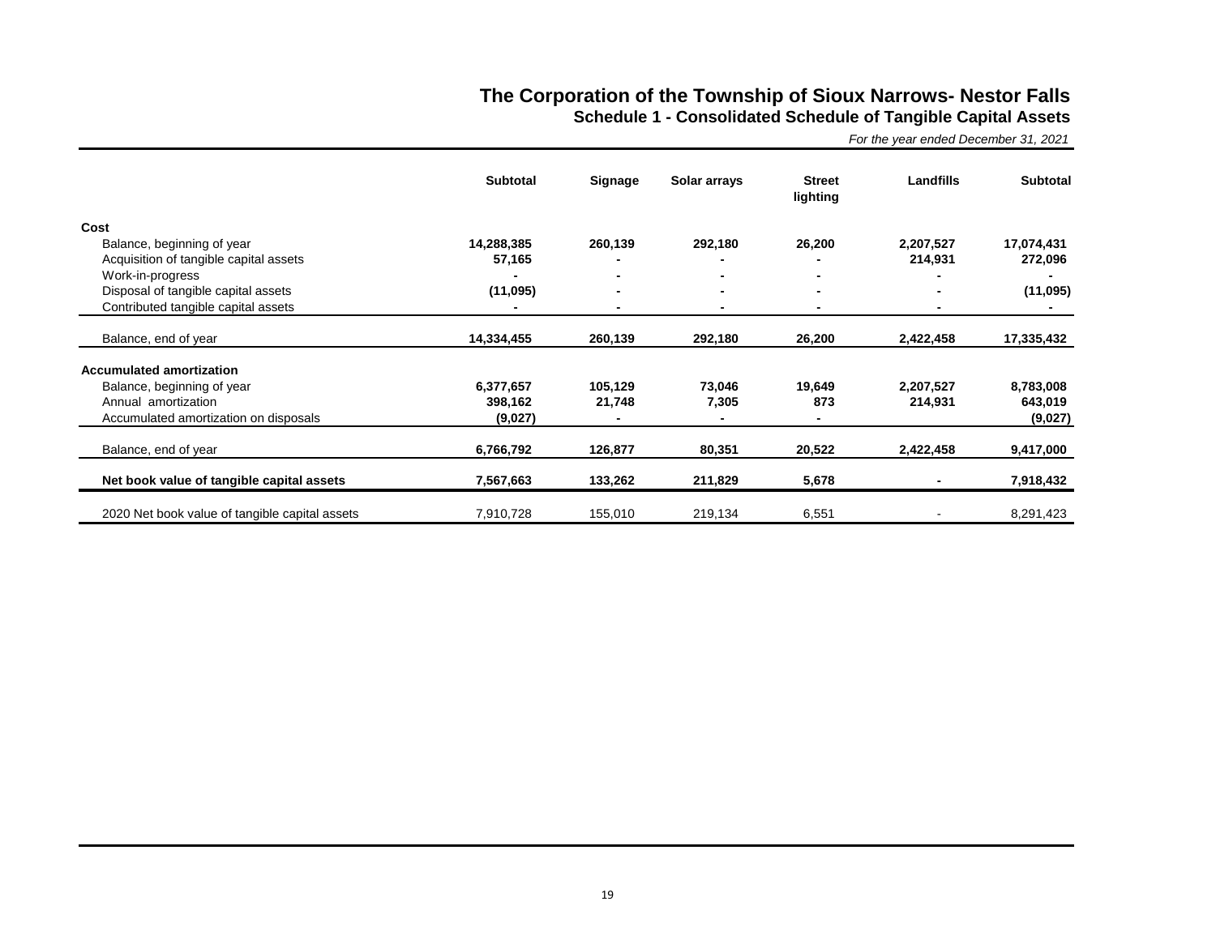# The Corporation of the Township of Sioux Narrows- Nestor Falls

## Schedule 1 - Consolidated Schedule of Tangible Capital Assets

*For the year ended December 31, 2021*

| | Subtotal | Signage | Solar arrays | Street lighting | Landfills | Subtotal |
|---|---|---|---|---|---|---|
| **Cost** | | | | | | |
| Balance, beginning of year | 14,288,385 | 260,139 | 292,180 | 26,200 | 2,207,527 | 17,074,431 |
| Acquisition of tangible capital assets | 57,165 | - | - | - | 214,931 | 272,096 |
| Work-in-progress | - | - | - | - | - | - |
| Disposal of tangible capital assets | (11,095) | - | - | - | - | (11,095) |
| Contributed tangible capital assets | - | - | - | - | - | - |
| Balance, end of year | 14,334,455 | 260,139 | 292,180 | 26,200 | 2,422,458 | 17,335,432 |
| **Accumulated amortization** | | | | | | |
| Balance, beginning of year | 6,377,657 | 105,129 | 73,046 | 19,649 | 2,207,527 | 8,783,008 |
| Annual amortization | 398,162 | 21,748 | 7,305 | 873 | 214,931 | 643,019 |
| Accumulated amortization on disposals | (9,027) | - | - | - | | (9,027) |
| Balance, end of year | 6,766,792 | 126,877 | 80,351 | 20,522 | 2,422,458 | 9,417,000 |
| **Net book value of tangible capital assets** | 7,567,663 | 133,262 | 211,829 | 5,678 | - | 7,918,432 |
| 2020 Net book value of tangible capital assets | 7,910,728 | 155,010 | 219,134 | 6,551 | - | 8,291,423 |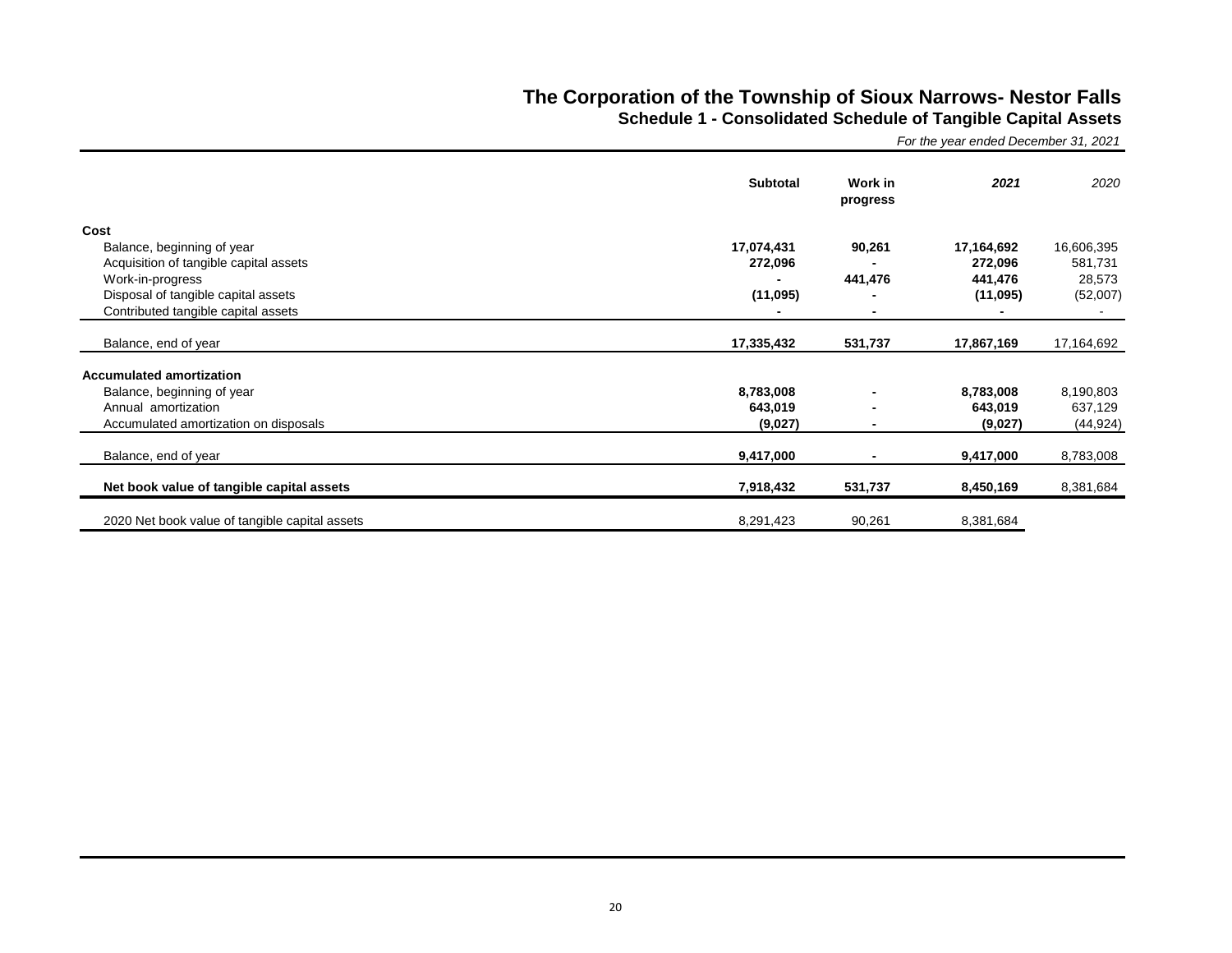# The Corporation of the Township of Sioux Narrows- Nestor Falls

## Schedule 1 - Consolidated Schedule of Tangible Capital Assets

*For the year ended December 31, 2021*

| | Subtotal | Work in progress | *2021* | *2020* |
|---|---|---|---|---|
| **Cost** | | | | |
| Balance, beginning of year | **17,074,431** | **90,261** | **17,164,692** | 16,606,395 |
| Acquisition of tangible capital assets | **272,096** | **-** | **272,096** | 581,731 |
| Work-in-progress | **-** | **441,476** | **441,476** | 28,573 |
| Disposal of tangible capital assets | **(11,095)** | **-** | **(11,095)** | (52,007) |
| Contributed tangible capital assets | **-** | **-** | **-** | - |
| Balance, end of year | **17,335,432** | **531,737** | **17,867,169** | 17,164,692 |
| **Accumulated amortization** | | | | |
| Balance, beginning of year | **8,783,008** | **-** | **8,783,008** | 8,190,803 |
| Annual amortization | **643,019** | **-** | **643,019** | 637,129 |
| Accumulated amortization on disposals | **(9,027)** | **-** | **(9,027)** | (44,924) |
| Balance, end of year | **9,417,000** | **-** | **9,417,000** | 8,783,008 |
| **Net book value of tangible capital assets** | **7,918,432** | **531,737** | **8,450,169** | 8,381,684 |
| 2020 Net book value of tangible capital assets | 8,291,423 | 90,261 | 8,381,684 | |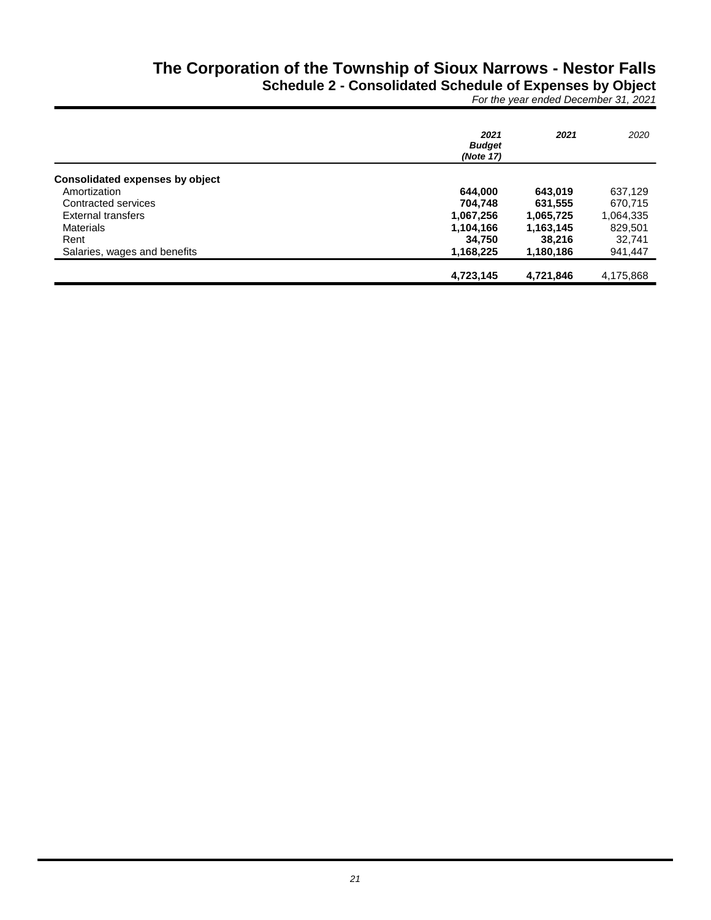# The Corporation of the Township of Sioux Narrows - Nestor Falls

## Schedule 2 - Consolidated Schedule of Expenses by Object

*For the year ended December 31, 2021*

| | ***2021 Budget (Note 17)*** | ***2021*** | *2020* |
|---|---|---|---|
| **Consolidated expenses by object** | | | |
| Amortization | **644,000** | **643,019** | 637,129 |
| Contracted services | **704,748** | **631,555** | 670,715 |
| External transfers | **1,067,256** | **1,065,725** | 1,064,335 |
| Materials | **1,104,166** | **1,163,145** | 829,501 |
| Rent | **34,750** | **38,216** | 32,741 |
| Salaries, wages and benefits | **1,168,225** | **1,180,186** | 941,447 |
| | **4,723,145** | **4,721,846** | 4,175,868 |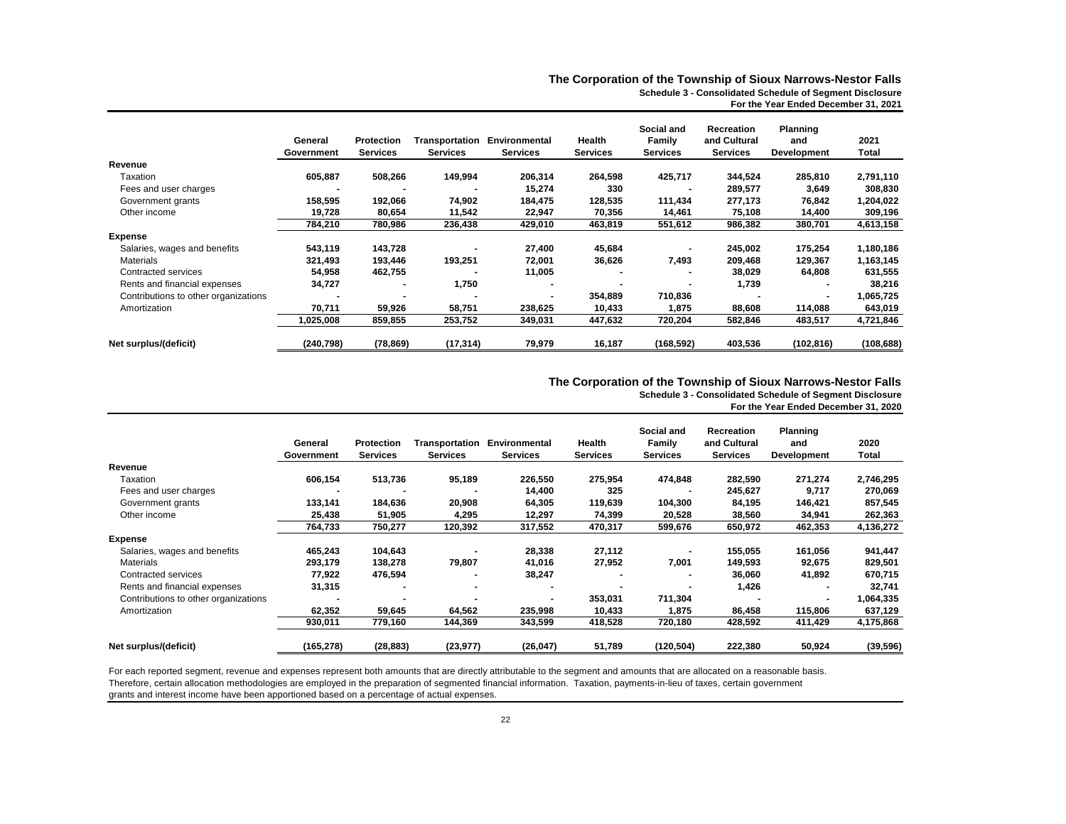## The Corporation of the Township of Sioux Narrows-Nestor Falls

**Schedule 3 - Consolidated Schedule of Segment Disclosure**

**For the Year Ended December 31, 2021**

| | General Government | Protection Services | Transportation Services | Environmental Services | Health Services | Social and Family Services | Recreation and Cultural Services | Planning and Development | 2021 Total |
|---|---|---|---|---|---|---|---|---|---|
| **Revenue** | | | | | | | | | |
| Taxation | 605,887 | 508,266 | 149,994 | 206,314 | 264,598 | 425,717 | 344,524 | 285,810 | 2,791,110 |
| Fees and user charges | - | - | - | 15,274 | 330 | - | 289,577 | 3,649 | 308,830 |
| Government grants | 158,595 | 192,066 | 74,902 | 184,475 | 128,535 | 111,434 | 277,173 | 76,842 | 1,204,022 |
| Other income | 19,728 | 80,654 | 11,542 | 22,947 | 70,356 | 14,461 | 75,108 | 14,400 | 309,196 |
| | 784,210 | 780,986 | 236,438 | 429,010 | 463,819 | 551,612 | 986,382 | 380,701 | 4,613,158 |
| **Expense** | | | | | | | | | |
| Salaries, wages and benefits | 543,119 | 143,728 | - | 27,400 | 45,684 | - | 245,002 | 175,254 | 1,180,186 |
| Materials | 321,493 | 193,446 | 193,251 | 72,001 | 36,626 | 7,493 | 209,468 | 129,367 | 1,163,145 |
| Contracted services | 54,958 | 462,755 | - | 11,005 | - | - | 38,029 | 64,808 | 631,555 |
| Rents and financial expenses | 34,727 | - | 1,750 | - | - | - | 1,739 | - | 38,216 |
| Contributions to other organizations | - | - | - | - | 354,889 | 710,836 | - | - | 1,065,725 |
| Amortization | 70,711 | 59,926 | 58,751 | 238,625 | 10,433 | 1,875 | 88,608 | 114,088 | 643,019 |
| | 1,025,008 | 859,855 | 253,752 | 349,031 | 447,632 | 720,204 | 582,846 | 483,517 | 4,721,846 |
| **Net surplus/(deficit)** | (240,798) | (78,869) | (17,314) | 79,979 | 16,187 | (168,592) | 403,536 | (102,816) | (108,688) |

## The Corporation of the Township of Sioux Narrows-Nestor Falls

**Schedule 3 - Consolidated Schedule of Segment Disclosure**

**For the Year Ended December 31, 2020**

| | General Government | Protection Services | Transportation Services | Environmental Services | Health Services | Social and Family Services | Recreation and Cultural Services | Planning and Development | 2020 Total |
|---|---|---|---|---|---|---|---|---|---|
| **Revenue** | | | | | | | | | |
| Taxation | 606,154 | 513,736 | 95,189 | 226,550 | 275,954 | 474,848 | 282,590 | 271,274 | 2,746,295 |
| Fees and user charges | - | - | - | 14,400 | 325 | - | 245,627 | 9,717 | 270,069 |
| Government grants | 133,141 | 184,636 | 20,908 | 64,305 | 119,639 | 104,300 | 84,195 | 146,421 | 857,545 |
| Other income | 25,438 | 51,905 | 4,295 | 12,297 | 74,399 | 20,528 | 38,560 | 34,941 | 262,363 |
| | 764,733 | 750,277 | 120,392 | 317,552 | 470,317 | 599,676 | 650,972 | 462,353 | 4,136,272 |
| **Expense** | | | | | | | | | |
| Salaries, wages and benefits | 465,243 | 104,643 | - | 28,338 | 27,112 | - | 155,055 | 161,056 | 941,447 |
| Materials | 293,179 | 138,278 | 79,807 | 41,016 | 27,952 | 7,001 | 149,593 | 92,675 | 829,501 |
| Contracted services | 77,922 | 476,594 | - | 38,247 | - | - | 36,060 | 41,892 | 670,715 |
| Rents and financial expenses | 31,315 | - | - | - | - | - | 1,426 | - | 32,741 |
| Contributions to other organizations | - | - | - | - | 353,031 | 711,304 | - | - | 1,064,335 |
| Amortization | 62,352 | 59,645 | 64,562 | 235,998 | 10,433 | 1,875 | 86,458 | 115,806 | 637,129 |
| | 930,011 | 779,160 | 144,369 | 343,599 | 418,528 | 720,180 | 428,592 | 411,429 | 4,175,868 |
| **Net surplus/(deficit)** | (165,278) | (28,883) | (23,977) | (26,047) | 51,789 | (120,504) | 222,380 | 50,924 | (39,596) |

For each reported segment, revenue and expenses represent both amounts that are directly attributable to the segment and amounts that are allocated on a reasonable basis. Therefore, certain allocation methodologies are employed in the preparation of segmented financial information. Taxation, payments-in-lieu of taxes, certain government grants and interest income have been apportioned based on a percentage of actual expenses.